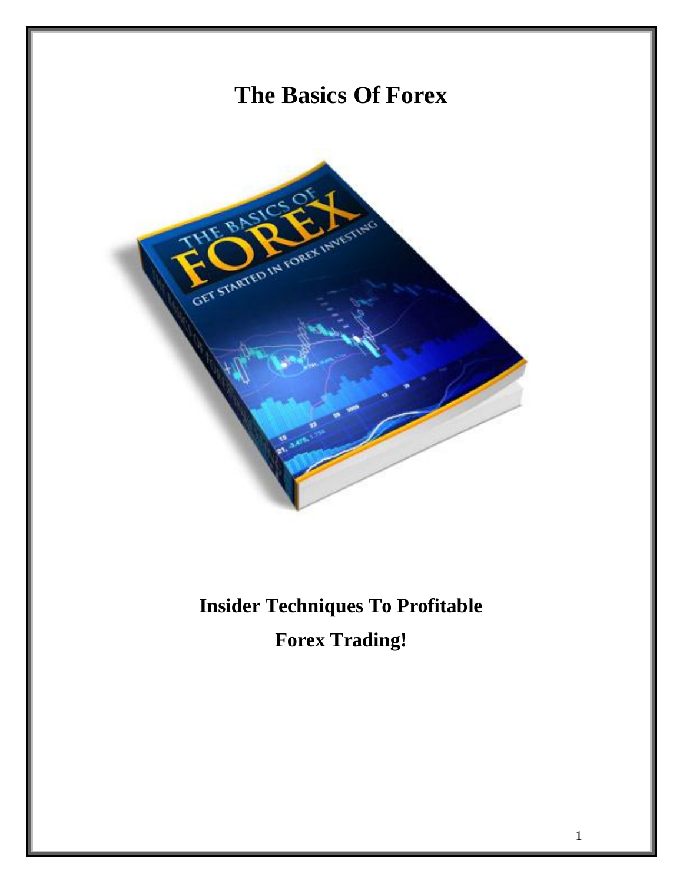# The Basics Of Forex

**Insider Techniques To Profitable Forex Trading!**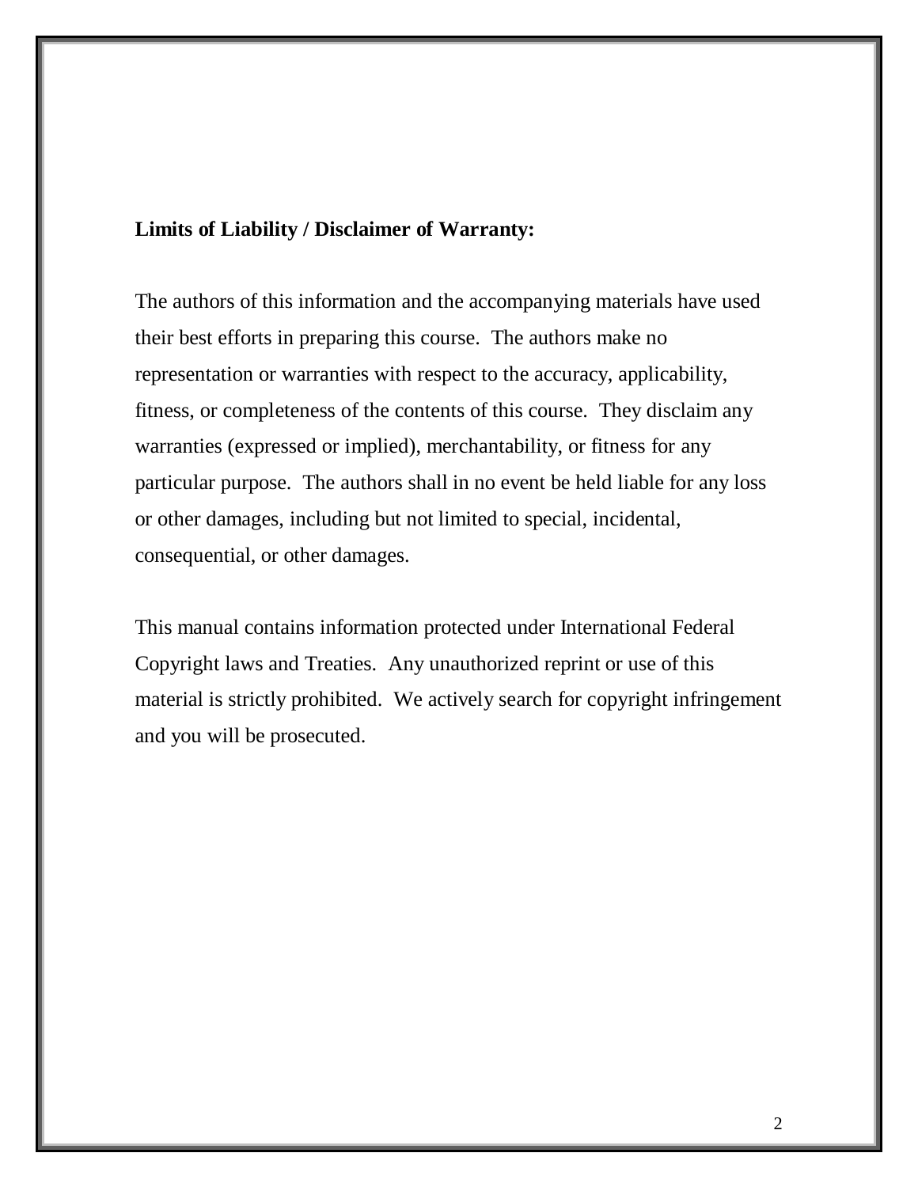**Limits of Liability / Disclaimer of Warranty:**

The authors of this information and the accompanying materials have used their best efforts in preparing this course. The authors make no representation or warranties with respect to the accuracy, applicability, fitness, or completeness of the contents of this course. They disclaim any warranties (expressed or implied), merchantability, or fitness for any particular purpose. The authors shall in no event be held liable for any loss or other damages, including but not limited to special, incidental, consequential, or other damages.

This manual contains information protected under International Federal Copyright laws and Treaties. Any unauthorized reprint or use of this material is strictly prohibited. We actively search for copyright infringement and you will be prosecuted.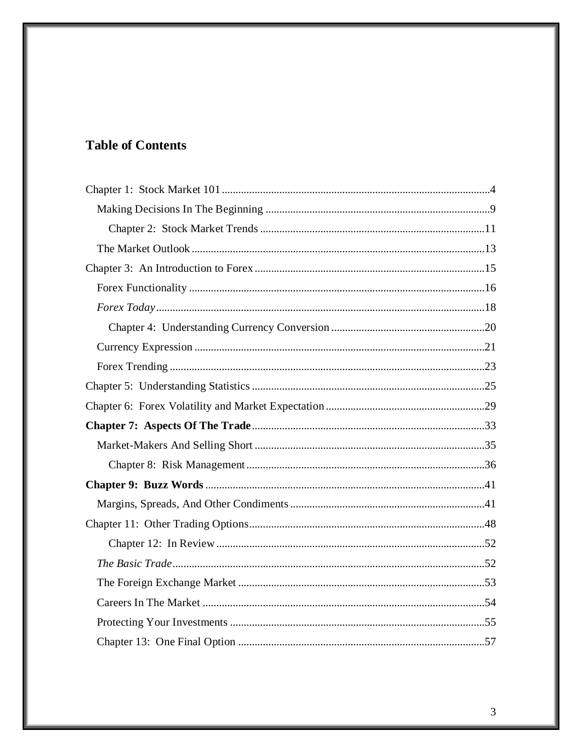## Table of Contents

Chapter 1: Stock Market 101 ....................................................................................4

- Making Decisions In The Beginning ....................................................................9
  - Chapter 2: Stock Market Trends ....................................................................11
- The Market Outlook ...........................................................................................13

Chapter 3: An Introduction to Forex ....................................................................15

- Forex Functionality ............................................................................................16
- *Forex Today*.....................................................................................................18
  - Chapter 4: Understanding Currency Conversion ..........................................20
- Currency Expression ..........................................................................................21
- Forex Trending ...................................................................................................23

Chapter 5: Understanding Statistics .....................................................................25

Chapter 6: Forex Volatility and Market Expectation ...........................................29

**Chapter 7: Aspects Of The Trade**.....................................................................33

- Market-Makers And Selling Short ....................................................................35
  - Chapter 8: Risk Management ........................................................................36

**Chapter 9: Buzz Words** .....................................................................................41

- Margins, Spreads, And Other Condiments .......................................................41

Chapter 11: Other Trading Options......................................................................48

- Chapter 12: In Review ...................................................................................52
- *The Basic Trade*...............................................................................................52
- The Foreign Exchange Market ..........................................................................53
- Careers In The Market .......................................................................................54
- Protecting Your Investments .............................................................................55
- Chapter 13: One Final Option ...........................................................................57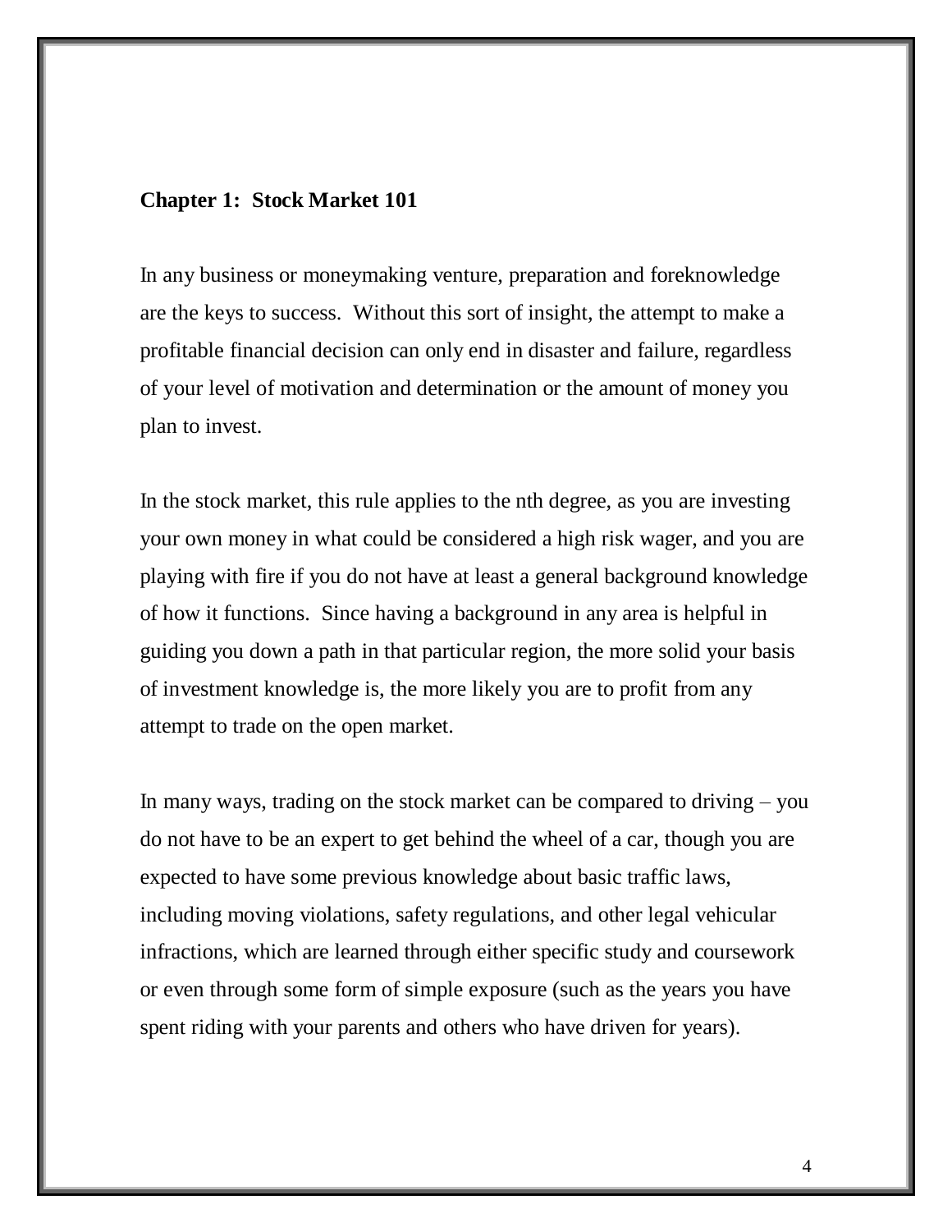## Chapter 1: Stock Market 101

In any business or moneymaking venture, preparation and foreknowledge are the keys to success. Without this sort of insight, the attempt to make a profitable financial decision can only end in disaster and failure, regardless of your level of motivation and determination or the amount of money you plan to invest.

In the stock market, this rule applies to the nth degree, as you are investing your own money in what could be considered a high risk wager, and you are playing with fire if you do not have at least a general background knowledge of how it functions. Since having a background in any area is helpful in guiding you down a path in that particular region, the more solid your basis of investment knowledge is, the more likely you are to profit from any attempt to trade on the open market.

In many ways, trading on the stock market can be compared to driving – you do not have to be an expert to get behind the wheel of a car, though you are expected to have some previous knowledge about basic traffic laws, including moving violations, safety regulations, and other legal vehicular infractions, which are learned through either specific study and coursework or even through some form of simple exposure (such as the years you have spent riding with your parents and others who have driven for years).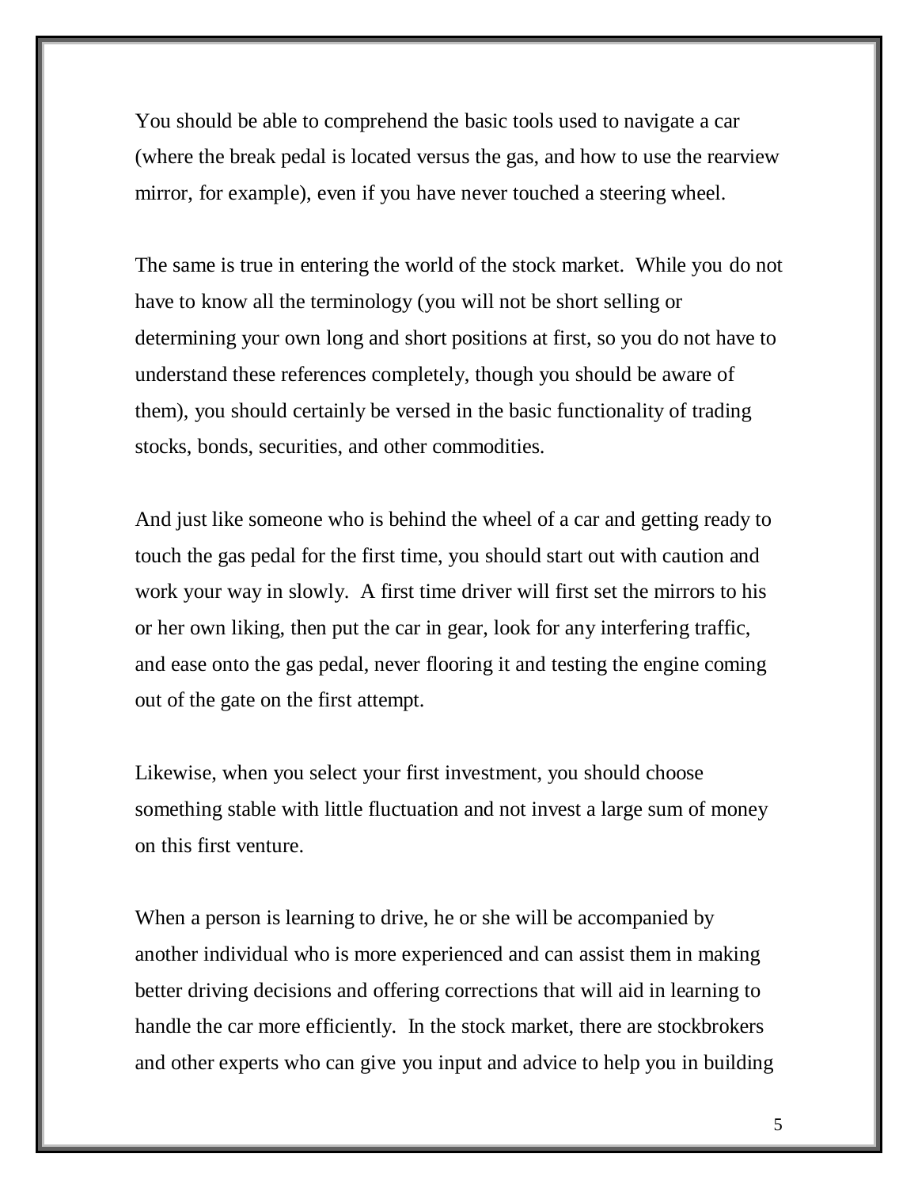You should be able to comprehend the basic tools used to navigate a car (where the break pedal is located versus the gas, and how to use the rearview mirror, for example), even if you have never touched a steering wheel.

The same is true in entering the world of the stock market. While you do not have to know all the terminology (you will not be short selling or determining your own long and short positions at first, so you do not have to understand these references completely, though you should be aware of them), you should certainly be versed in the basic functionality of trading stocks, bonds, securities, and other commodities.

And just like someone who is behind the wheel of a car and getting ready to touch the gas pedal for the first time, you should start out with caution and work your way in slowly. A first time driver will first set the mirrors to his or her own liking, then put the car in gear, look for any interfering traffic, and ease onto the gas pedal, never flooring it and testing the engine coming out of the gate on the first attempt.

Likewise, when you select your first investment, you should choose something stable with little fluctuation and not invest a large sum of money on this first venture.

When a person is learning to drive, he or she will be accompanied by another individual who is more experienced and can assist them in making better driving decisions and offering corrections that will aid in learning to handle the car more efficiently. In the stock market, there are stockbrokers and other experts who can give you input and advice to help you in building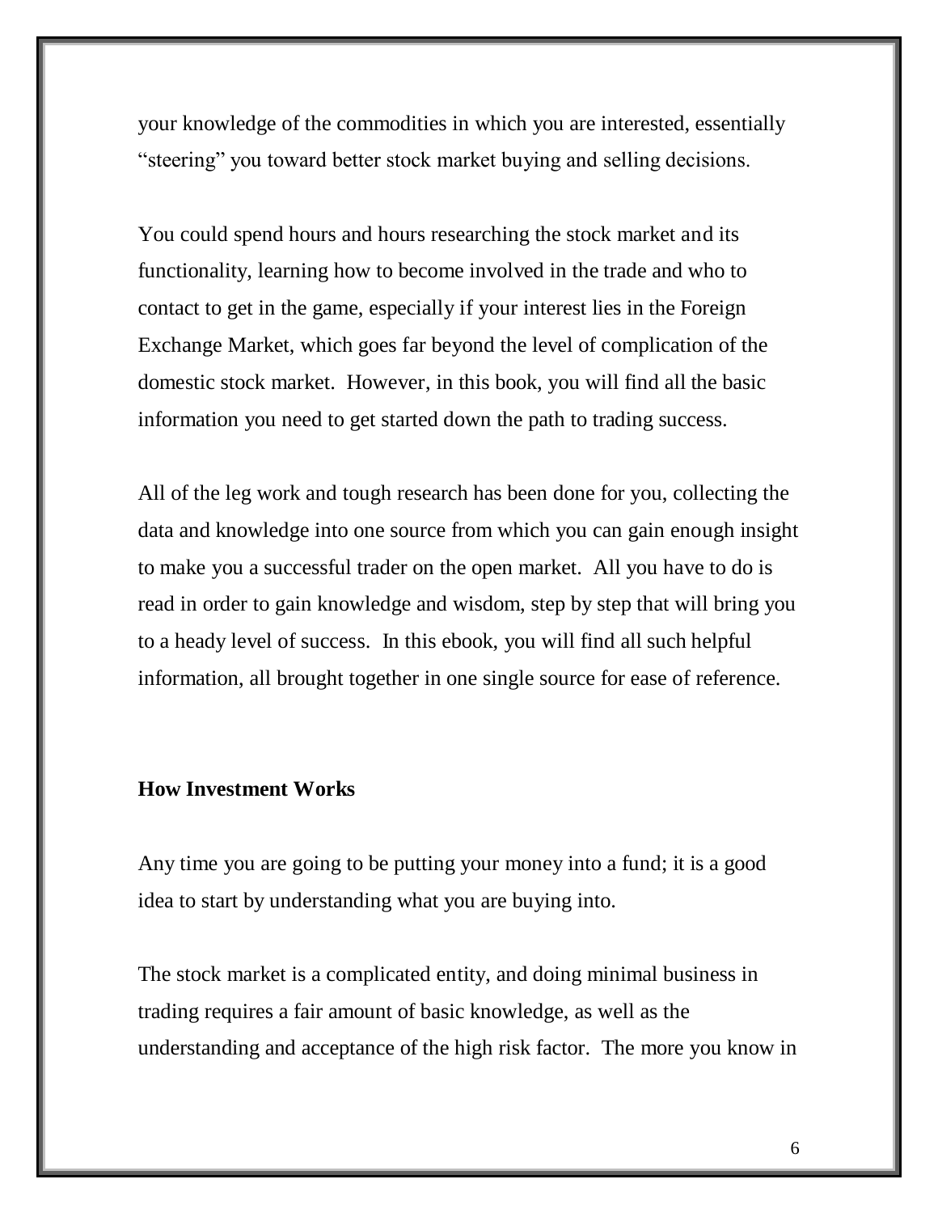your knowledge of the commodities in which you are interested, essentially "steering" you toward better stock market buying and selling decisions.

You could spend hours and hours researching the stock market and its functionality, learning how to become involved in the trade and who to contact to get in the game, especially if your interest lies in the Foreign Exchange Market, which goes far beyond the level of complication of the domestic stock market. However, in this book, you will find all the basic information you need to get started down the path to trading success.

All of the leg work and tough research has been done for you, collecting the data and knowledge into one source from which you can gain enough insight to make you a successful trader on the open market. All you have to do is read in order to gain knowledge and wisdom, step by step that will bring you to a heady level of success. In this ebook, you will find all such helpful information, all brought together in one single source for ease of reference.

**How Investment Works**

Any time you are going to be putting your money into a fund; it is a good idea to start by understanding what you are buying into.

The stock market is a complicated entity, and doing minimal business in trading requires a fair amount of basic knowledge, as well as the understanding and acceptance of the high risk factor. The more you know in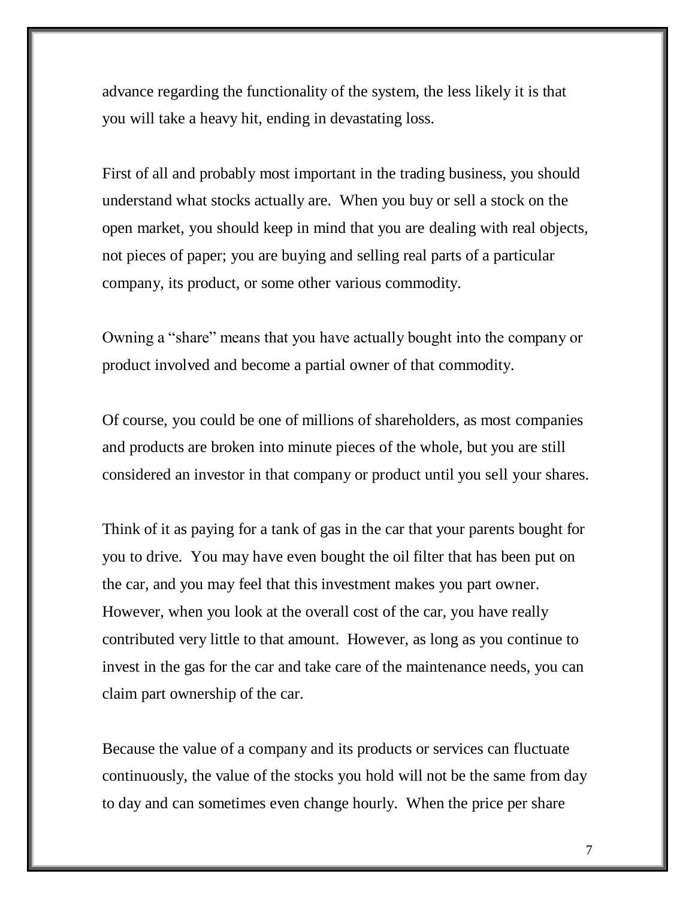advance regarding the functionality of the system, the less likely it is that you will take a heavy hit, ending in devastating loss.

First of all and probably most important in the trading business, you should understand what stocks actually are. When you buy or sell a stock on the open market, you should keep in mind that you are dealing with real objects, not pieces of paper; you are buying and selling real parts of a particular company, its product, or some other various commodity.

Owning a "share" means that you have actually bought into the company or product involved and become a partial owner of that commodity.

Of course, you could be one of millions of shareholders, as most companies and products are broken into minute pieces of the whole, but you are still considered an investor in that company or product until you sell your shares.

Think of it as paying for a tank of gas in the car that your parents bought for you to drive. You may have even bought the oil filter that has been put on the car, and you may feel that this investment makes you part owner. However, when you look at the overall cost of the car, you have really contributed very little to that amount. However, as long as you continue to invest in the gas for the car and take care of the maintenance needs, you can claim part ownership of the car.

Because the value of a company and its products or services can fluctuate continuously, the value of the stocks you hold will not be the same from day to day and can sometimes even change hourly. When the price per share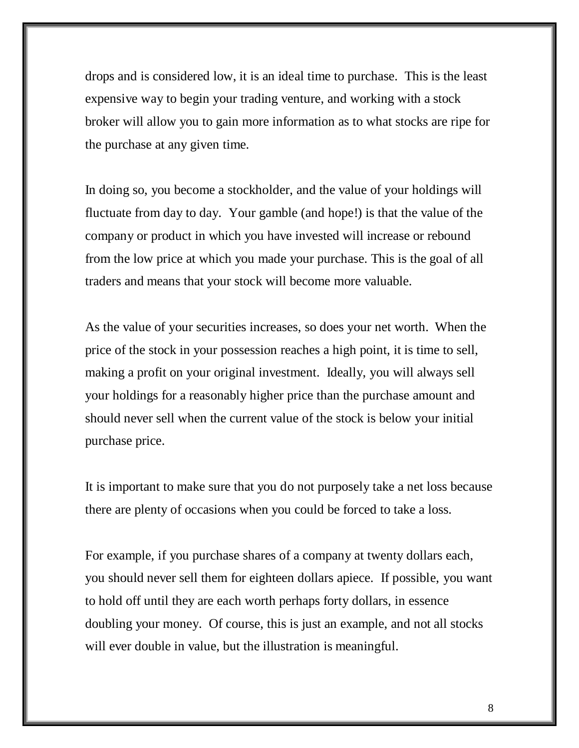drops and is considered low, it is an ideal time to purchase. This is the least expensive way to begin your trading venture, and working with a stock broker will allow you to gain more information as to what stocks are ripe for the purchase at any given time.

In doing so, you become a stockholder, and the value of your holdings will fluctuate from day to day. Your gamble (and hope!) is that the value of the company or product in which you have invested will increase or rebound from the low price at which you made your purchase. This is the goal of all traders and means that your stock will become more valuable.

As the value of your securities increases, so does your net worth. When the price of the stock in your possession reaches a high point, it is time to sell, making a profit on your original investment. Ideally, you will always sell your holdings for a reasonably higher price than the purchase amount and should never sell when the current value of the stock is below your initial purchase price.

It is important to make sure that you do not purposely take a net loss because there are plenty of occasions when you could be forced to take a loss.

For example, if you purchase shares of a company at twenty dollars each, you should never sell them for eighteen dollars apiece. If possible, you want to hold off until they are each worth perhaps forty dollars, in essence doubling your money. Of course, this is just an example, and not all stocks will ever double in value, but the illustration is meaningful.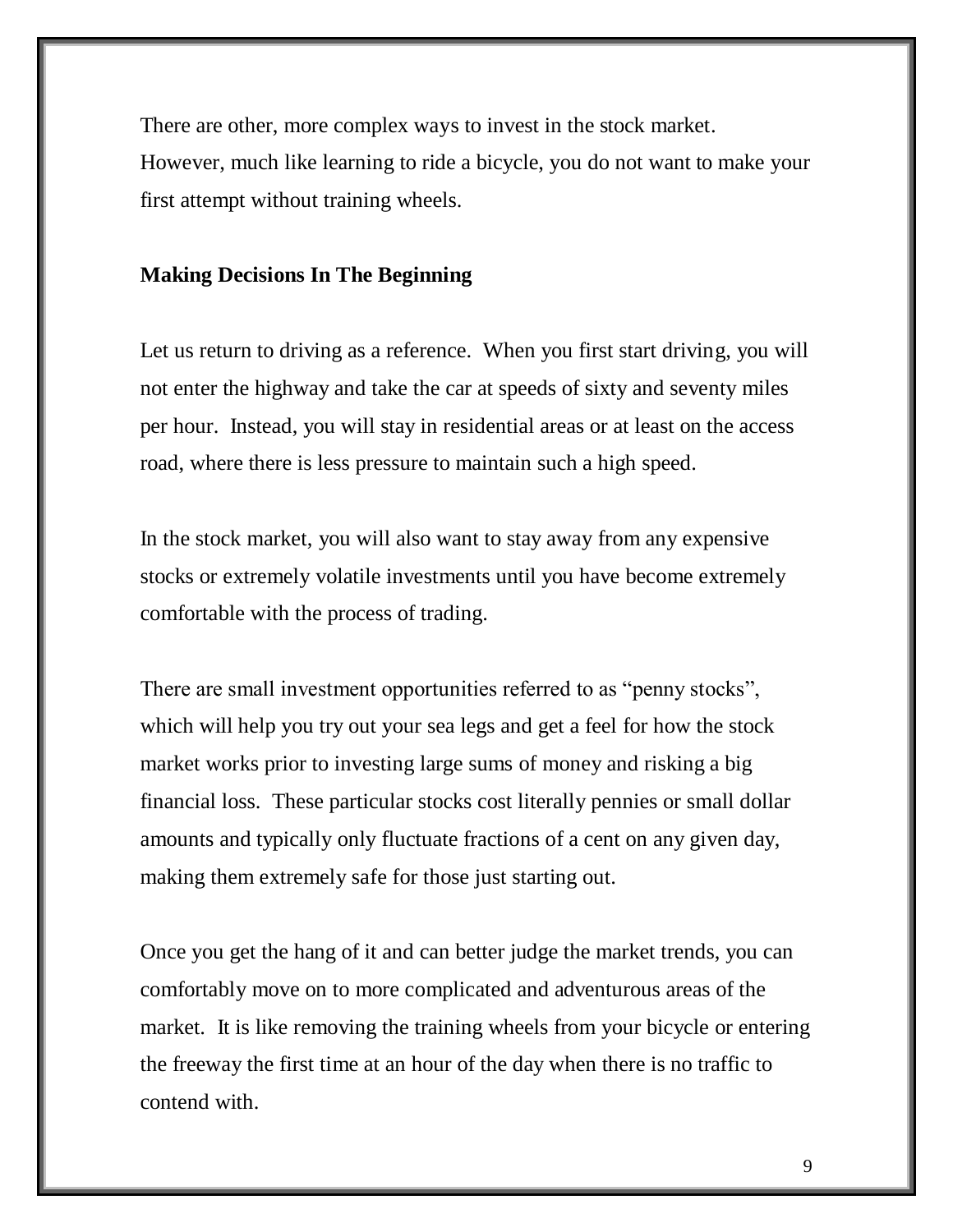There are other, more complex ways to invest in the stock market. However, much like learning to ride a bicycle, you do not want to make your first attempt without training wheels.

**Making Decisions In The Beginning**

Let us return to driving as a reference. When you first start driving, you will not enter the highway and take the car at speeds of sixty and seventy miles per hour. Instead, you will stay in residential areas or at least on the access road, where there is less pressure to maintain such a high speed.

In the stock market, you will also want to stay away from any expensive stocks or extremely volatile investments until you have become extremely comfortable with the process of trading.

There are small investment opportunities referred to as "penny stocks", which will help you try out your sea legs and get a feel for how the stock market works prior to investing large sums of money and risking a big financial loss. These particular stocks cost literally pennies or small dollar amounts and typically only fluctuate fractions of a cent on any given day, making them extremely safe for those just starting out.

Once you get the hang of it and can better judge the market trends, you can comfortably move on to more complicated and adventurous areas of the market. It is like removing the training wheels from your bicycle or entering the freeway the first time at an hour of the day when there is no traffic to contend with.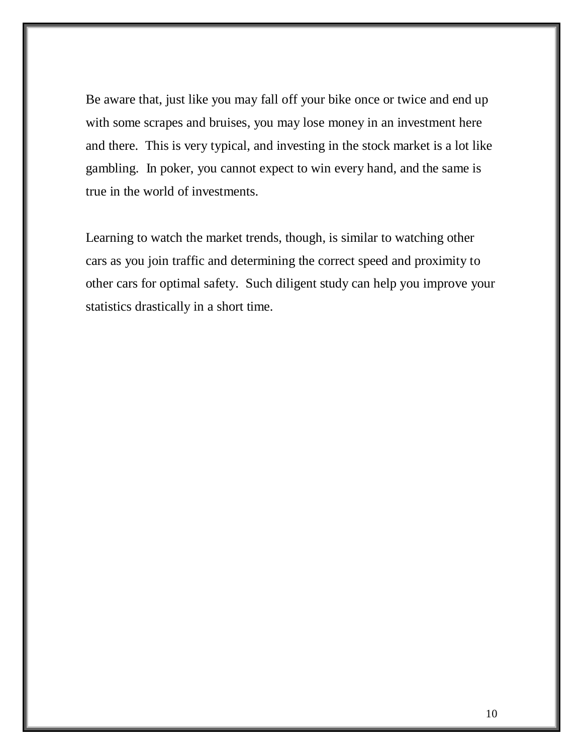Be aware that, just like you may fall off your bike once or twice and end up with some scrapes and bruises, you may lose money in an investment here and there. This is very typical, and investing in the stock market is a lot like gambling. In poker, you cannot expect to win every hand, and the same is true in the world of investments.

Learning to watch the market trends, though, is similar to watching other cars as you join traffic and determining the correct speed and proximity to other cars for optimal safety. Such diligent study can help you improve your statistics drastically in a short time.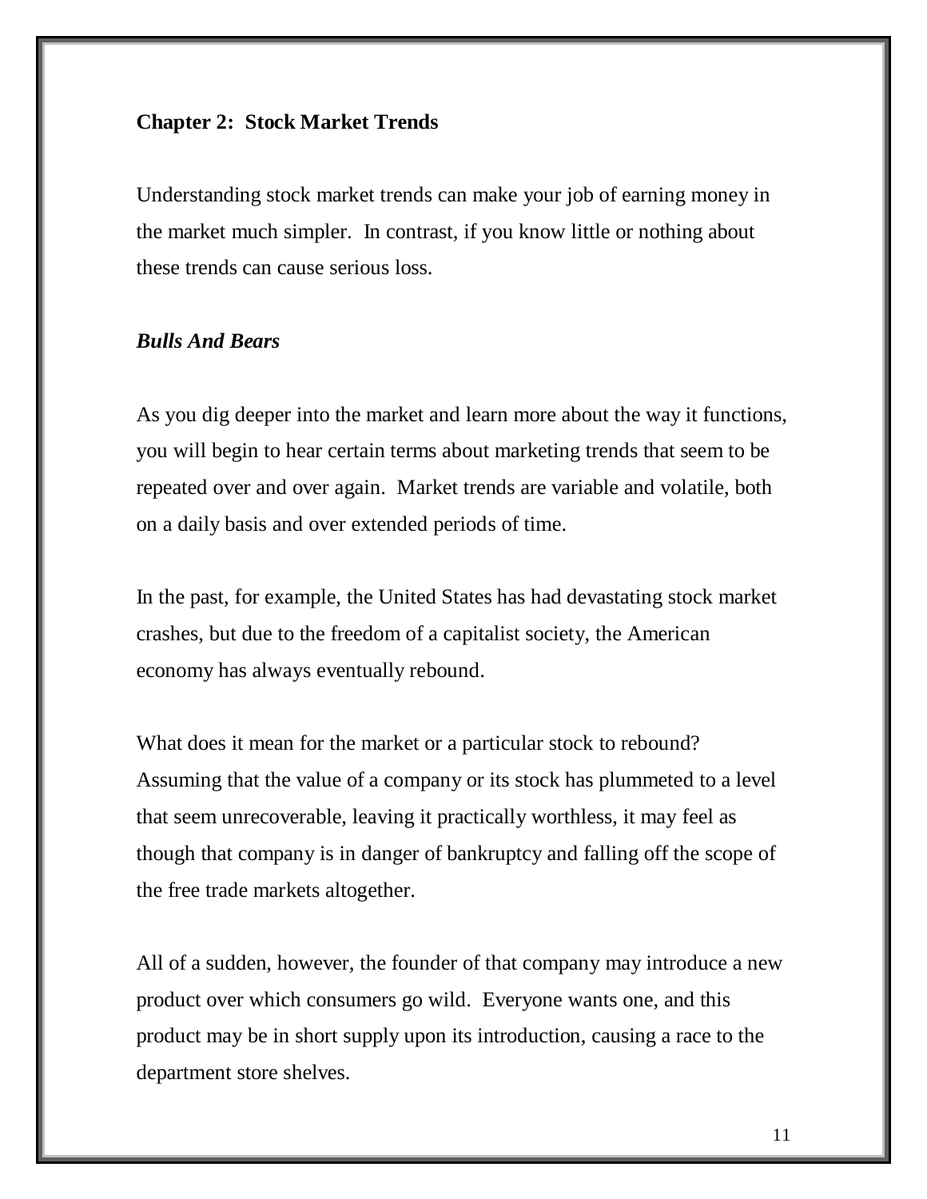## Chapter 2: Stock Market Trends

Understanding stock market trends can make your job of earning money in the market much simpler. In contrast, if you know little or nothing about these trends can cause serious loss.

### *Bulls And Bears*

As you dig deeper into the market and learn more about the way it functions, you will begin to hear certain terms about marketing trends that seem to be repeated over and over again. Market trends are variable and volatile, both on a daily basis and over extended periods of time.

In the past, for example, the United States has had devastating stock market crashes, but due to the freedom of a capitalist society, the American economy has always eventually rebound.

What does it mean for the market or a particular stock to rebound? Assuming that the value of a company or its stock has plummeted to a level that seem unrecoverable, leaving it practically worthless, it may feel as though that company is in danger of bankruptcy and falling off the scope of the free trade markets altogether.

All of a sudden, however, the founder of that company may introduce a new product over which consumers go wild. Everyone wants one, and this product may be in short supply upon its introduction, causing a race to the department store shelves.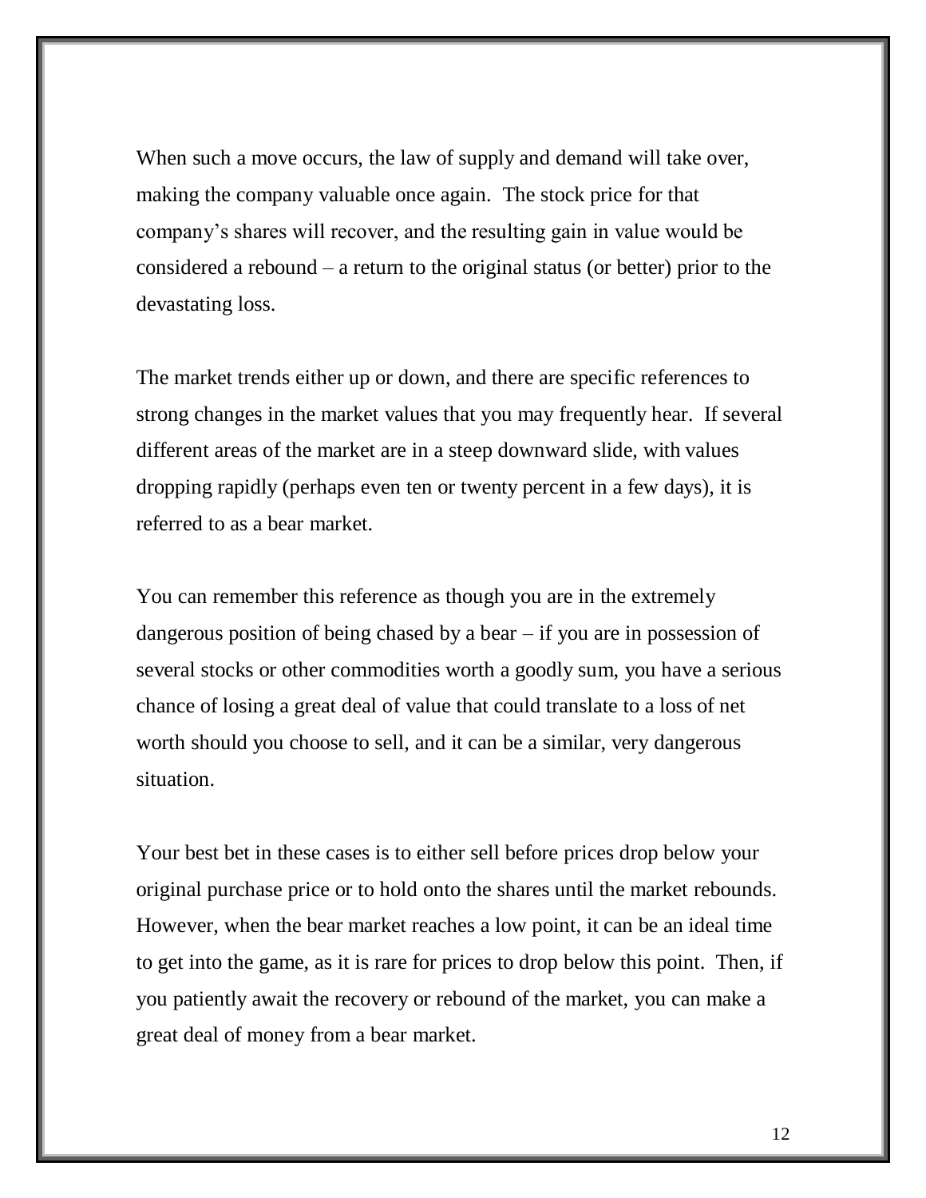When such a move occurs, the law of supply and demand will take over, making the company valuable once again. The stock price for that company's shares will recover, and the resulting gain in value would be considered a rebound – a return to the original status (or better) prior to the devastating loss.

The market trends either up or down, and there are specific references to strong changes in the market values that you may frequently hear. If several different areas of the market are in a steep downward slide, with values dropping rapidly (perhaps even ten or twenty percent in a few days), it is referred to as a bear market.

You can remember this reference as though you are in the extremely dangerous position of being chased by a bear – if you are in possession of several stocks or other commodities worth a goodly sum, you have a serious chance of losing a great deal of value that could translate to a loss of net worth should you choose to sell, and it can be a similar, very dangerous situation.

Your best bet in these cases is to either sell before prices drop below your original purchase price or to hold onto the shares until the market rebounds. However, when the bear market reaches a low point, it can be an ideal time to get into the game, as it is rare for prices to drop below this point. Then, if you patiently await the recovery or rebound of the market, you can make a great deal of money from a bear market.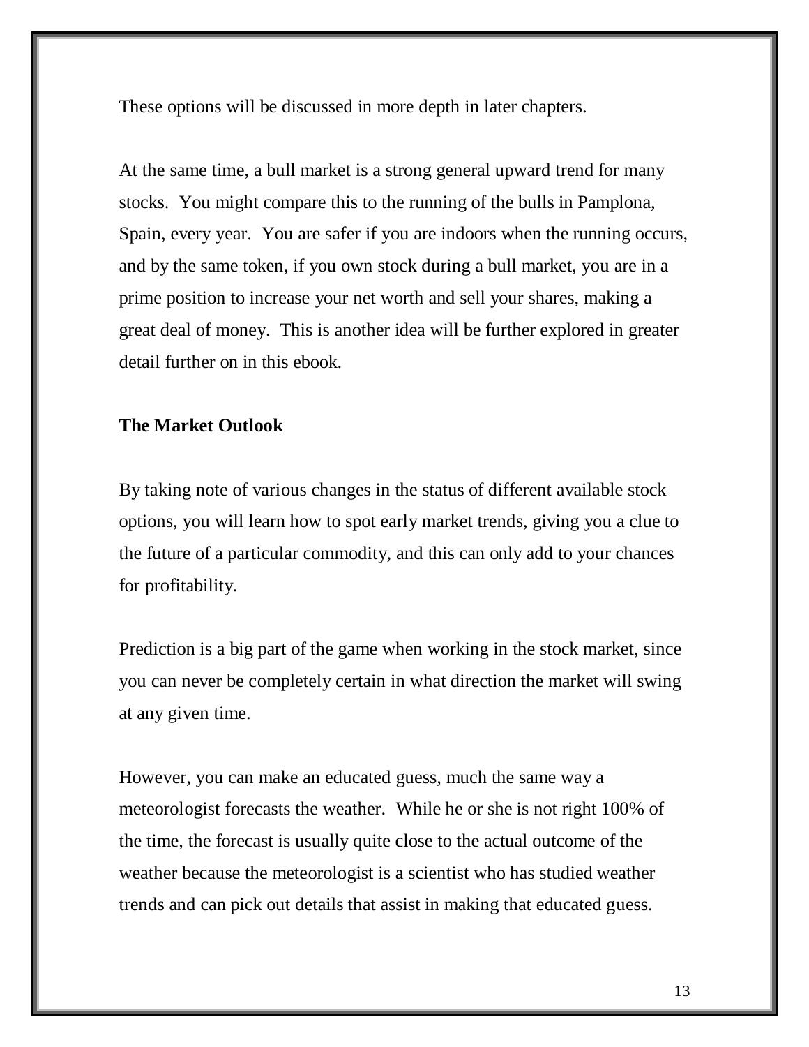These options will be discussed in more depth in later chapters.

At the same time, a bull market is a strong general upward trend for many stocks. You might compare this to the running of the bulls in Pamplona, Spain, every year. You are safer if you are indoors when the running occurs, and by the same token, if you own stock during a bull market, you are in a prime position to increase your net worth and sell your shares, making a great deal of money. This is another idea will be further explored in greater detail further on in this ebook.

**The Market Outlook**

By taking note of various changes in the status of different available stock options, you will learn how to spot early market trends, giving you a clue to the future of a particular commodity, and this can only add to your chances for profitability.

Prediction is a big part of the game when working in the stock market, since you can never be completely certain in what direction the market will swing at any given time.

However, you can make an educated guess, much the same way a meteorologist forecasts the weather. While he or she is not right 100% of the time, the forecast is usually quite close to the actual outcome of the weather because the meteorologist is a scientist who has studied weather trends and can pick out details that assist in making that educated guess.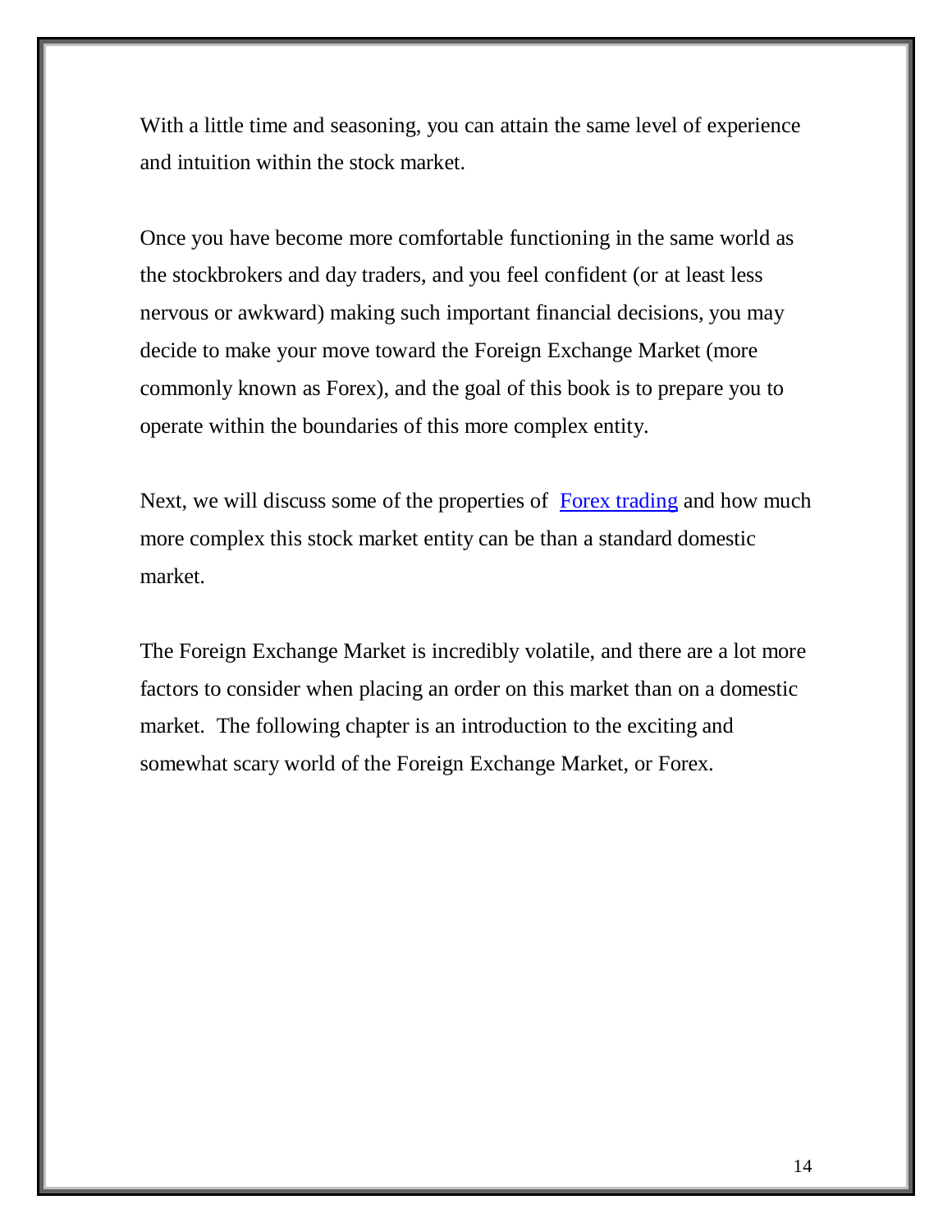With a little time and seasoning, you can attain the same level of experience and intuition within the stock market.

Once you have become more comfortable functioning in the same world as the stockbrokers and day traders, and you feel confident (or at least less nervous or awkward) making such important financial decisions, you may decide to make your move toward the Foreign Exchange Market (more commonly known as Forex), and the goal of this book is to prepare you to operate within the boundaries of this more complex entity.

Next, we will discuss some of the properties of Forex trading and how much more complex this stock market entity can be than a standard domestic market.

The Foreign Exchange Market is incredibly volatile, and there are a lot more factors to consider when placing an order on this market than on a domestic market. The following chapter is an introduction to the exciting and somewhat scary world of the Foreign Exchange Market, or Forex.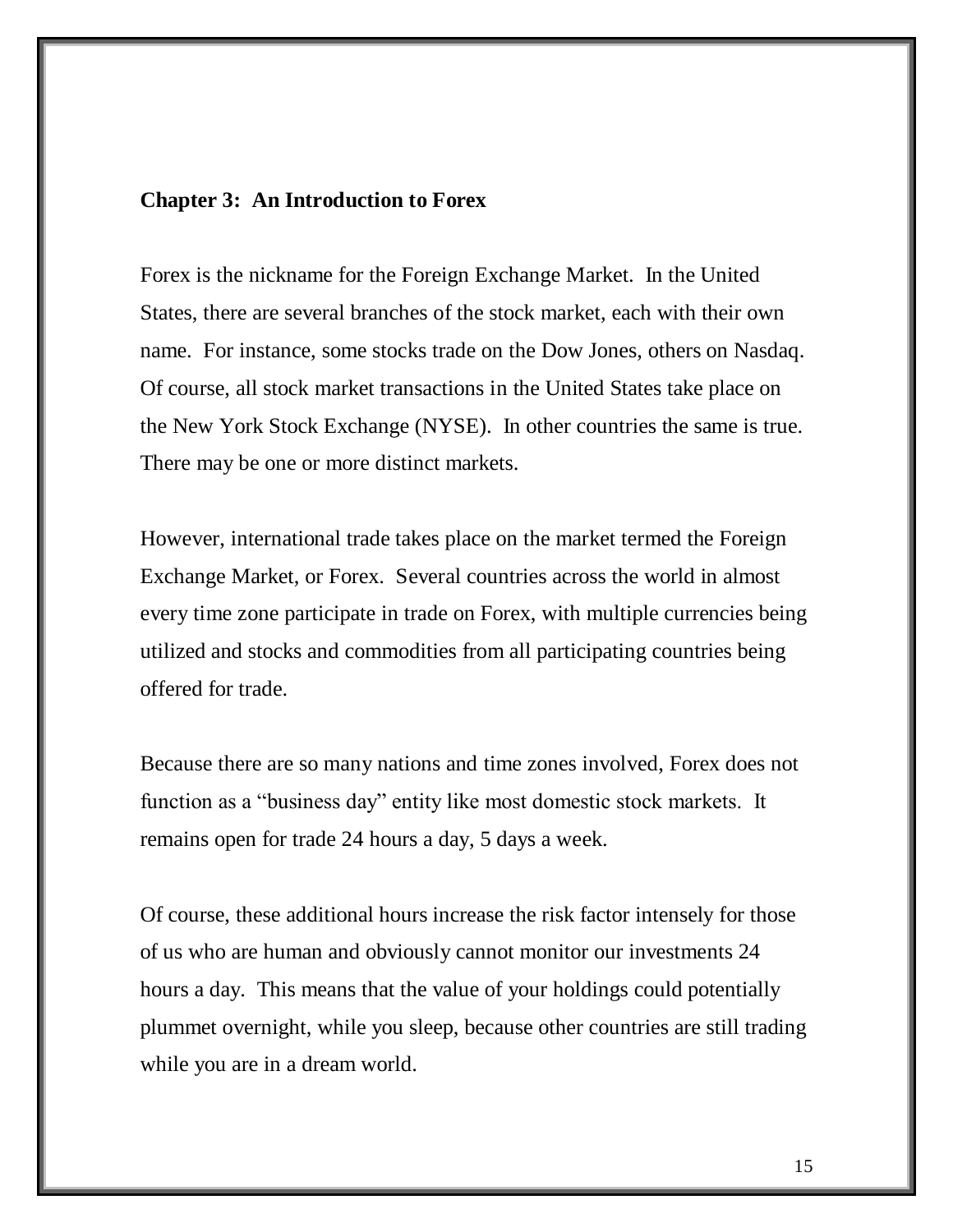## Chapter 3: An Introduction to Forex

Forex is the nickname for the Foreign Exchange Market. In the United States, there are several branches of the stock market, each with their own name. For instance, some stocks trade on the Dow Jones, others on Nasdaq. Of course, all stock market transactions in the United States take place on the New York Stock Exchange (NYSE). In other countries the same is true. There may be one or more distinct markets.

However, international trade takes place on the market termed the Foreign Exchange Market, or Forex. Several countries across the world in almost every time zone participate in trade on Forex, with multiple currencies being utilized and stocks and commodities from all participating countries being offered for trade.

Because there are so many nations and time zones involved, Forex does not function as a "business day" entity like most domestic stock markets. It remains open for trade 24 hours a day, 5 days a week.

Of course, these additional hours increase the risk factor intensely for those of us who are human and obviously cannot monitor our investments 24 hours a day. This means that the value of your holdings could potentially plummet overnight, while you sleep, because other countries are still trading while you are in a dream world.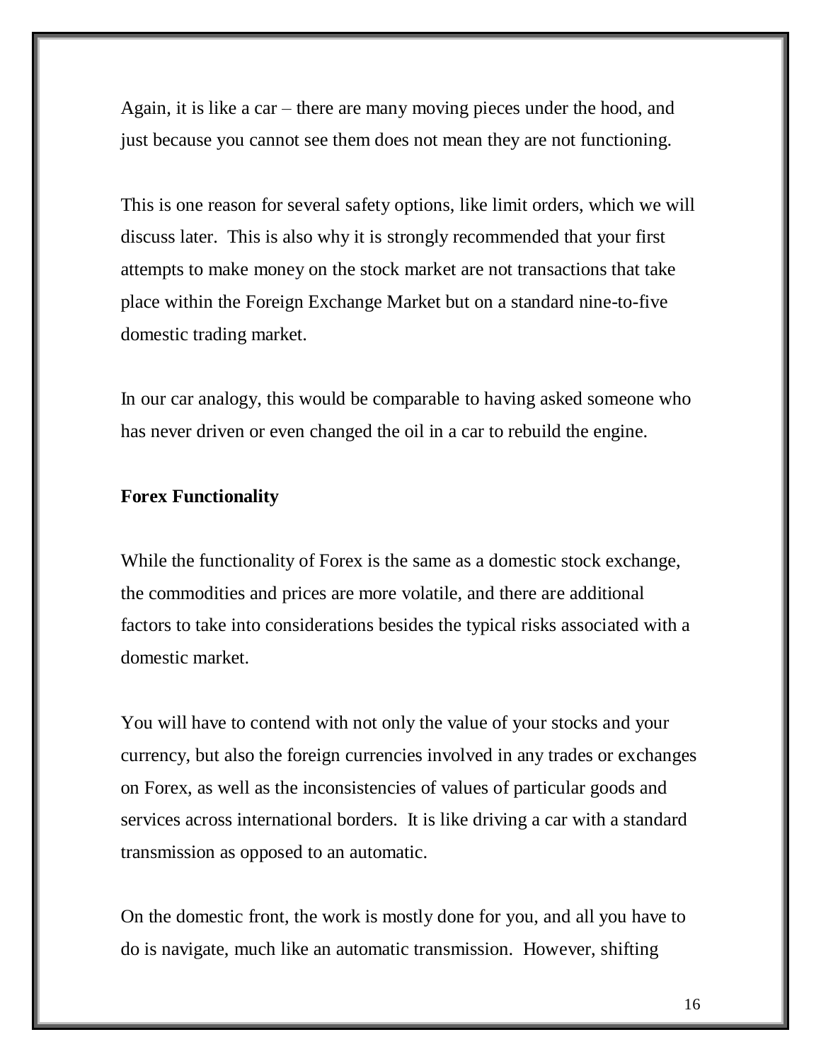Again, it is like a car – there are many moving pieces under the hood, and just because you cannot see them does not mean they are not functioning.

This is one reason for several safety options, like limit orders, which we will discuss later. This is also why it is strongly recommended that your first attempts to make money on the stock market are not transactions that take place within the Foreign Exchange Market but on a standard nine-to-five domestic trading market.

In our car analogy, this would be comparable to having asked someone who has never driven or even changed the oil in a car to rebuild the engine.

**Forex Functionality**

While the functionality of Forex is the same as a domestic stock exchange, the commodities and prices are more volatile, and there are additional factors to take into considerations besides the typical risks associated with a domestic market.

You will have to contend with not only the value of your stocks and your currency, but also the foreign currencies involved in any trades or exchanges on Forex, as well as the inconsistencies of values of particular goods and services across international borders. It is like driving a car with a standard transmission as opposed to an automatic.

On the domestic front, the work is mostly done for you, and all you have to do is navigate, much like an automatic transmission. However, shifting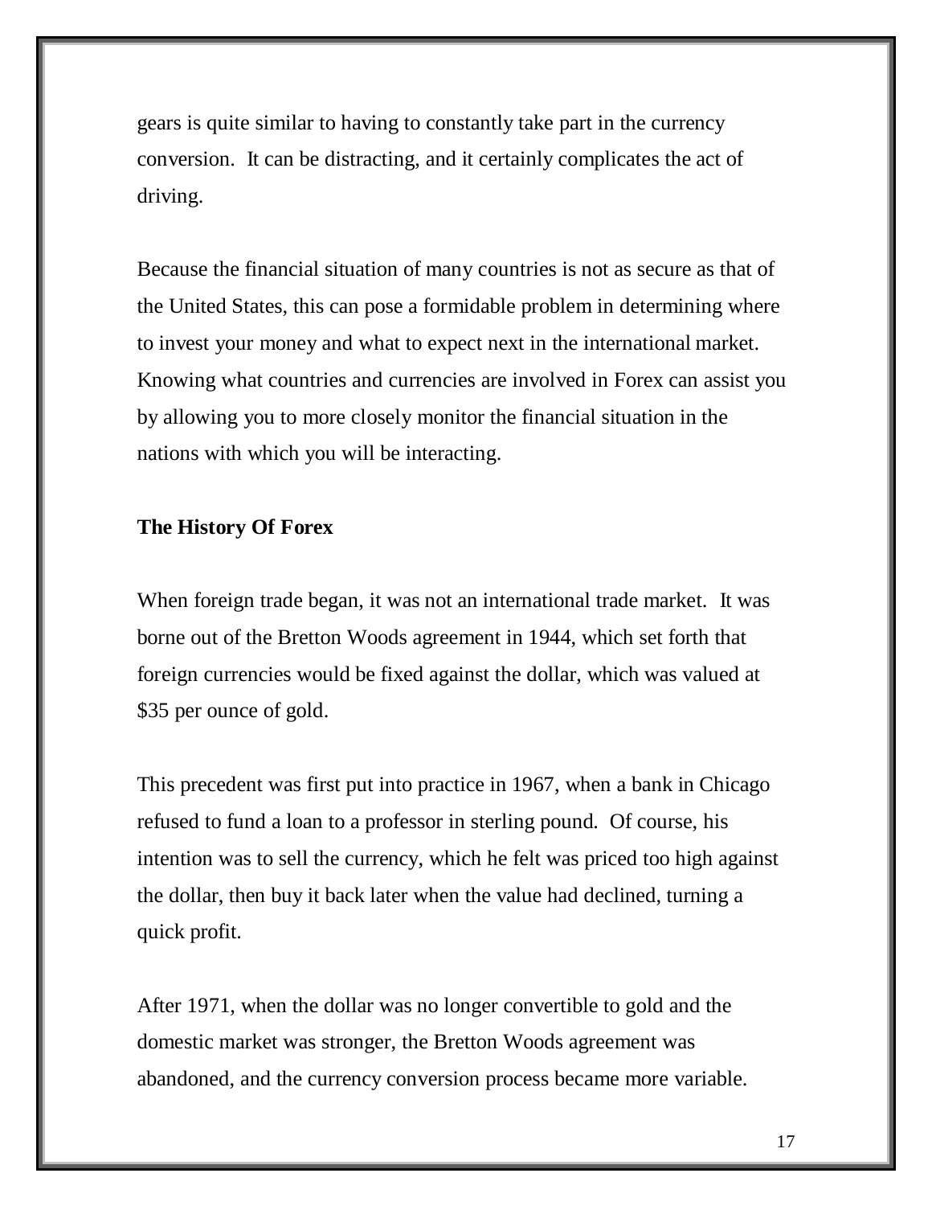gears is quite similar to having to constantly take part in the currency conversion. It can be distracting, and it certainly complicates the act of driving.

Because the financial situation of many countries is not as secure as that of the United States, this can pose a formidable problem in determining where to invest your money and what to expect next in the international market. Knowing what countries and currencies are involved in Forex can assist you by allowing you to more closely monitor the financial situation in the nations with which you will be interacting.

**The History Of Forex**

When foreign trade began, it was not an international trade market. It was borne out of the Bretton Woods agreement in 1944, which set forth that foreign currencies would be fixed against the dollar, which was valued at $35 per ounce of gold.

This precedent was first put into practice in 1967, when a bank in Chicago refused to fund a loan to a professor in sterling pound. Of course, his intention was to sell the currency, which he felt was priced too high against the dollar, then buy it back later when the value had declined, turning a quick profit.

After 1971, when the dollar was no longer convertible to gold and the domestic market was stronger, the Bretton Woods agreement was abandoned, and the currency conversion process became more variable.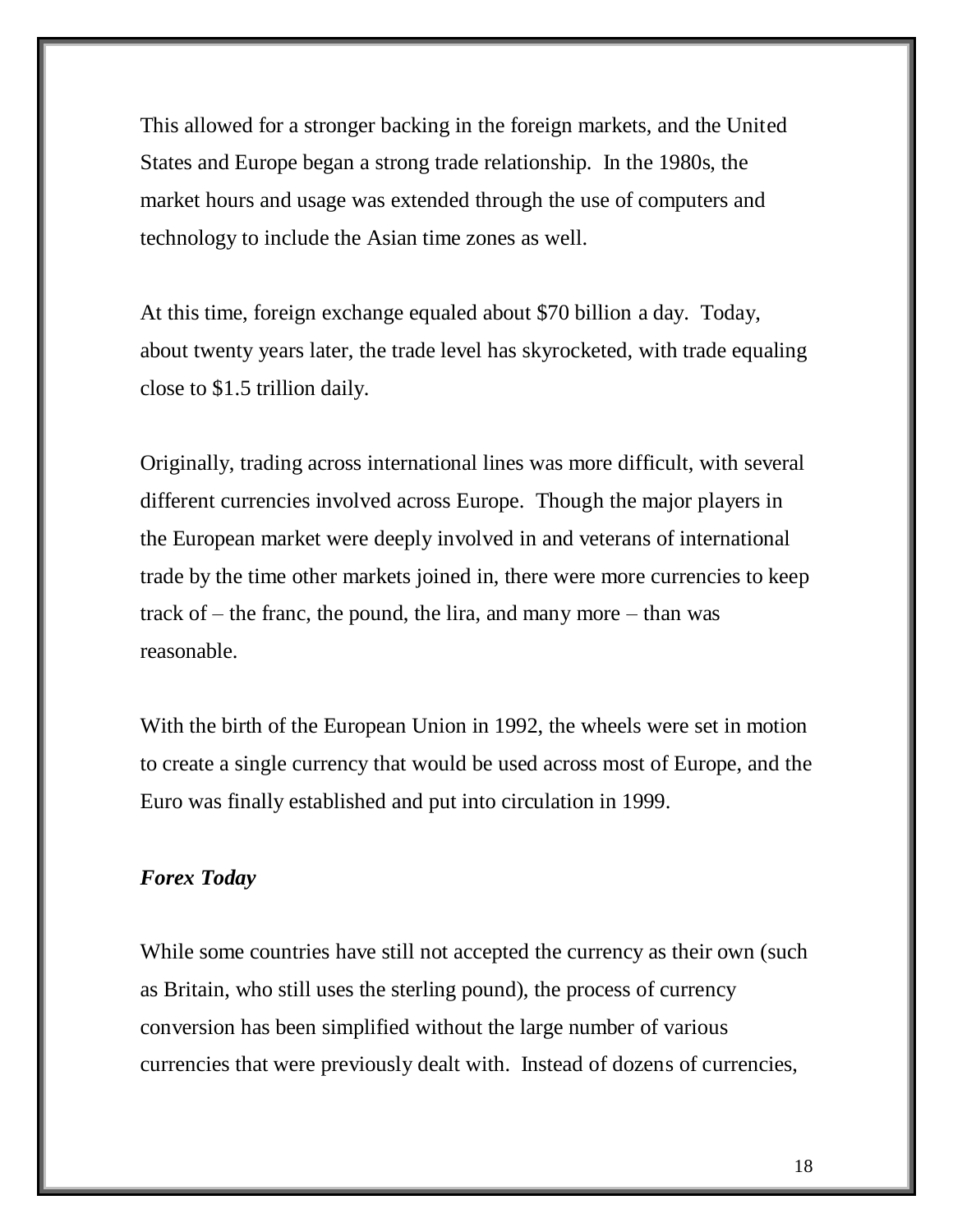This allowed for a stronger backing in the foreign markets, and the United States and Europe began a strong trade relationship. In the 1980s, the market hours and usage was extended through the use of computers and technology to include the Asian time zones as well.

At this time, foreign exchange equaled about $70 billion a day. Today, about twenty years later, the trade level has skyrocketed, with trade equaling close to $1.5 trillion daily.

Originally, trading across international lines was more difficult, with several different currencies involved across Europe. Though the major players in the European market were deeply involved in and veterans of international trade by the time other markets joined in, there were more currencies to keep track of – the franc, the pound, the lira, and many more – than was reasonable.

With the birth of the European Union in 1992, the wheels were set in motion to create a single currency that would be used across most of Europe, and the Euro was finally established and put into circulation in 1999.

### *Forex Today*

While some countries have still not accepted the currency as their own (such as Britain, who still uses the sterling pound), the process of currency conversion has been simplified without the large number of various currencies that were previously dealt with. Instead of dozens of currencies,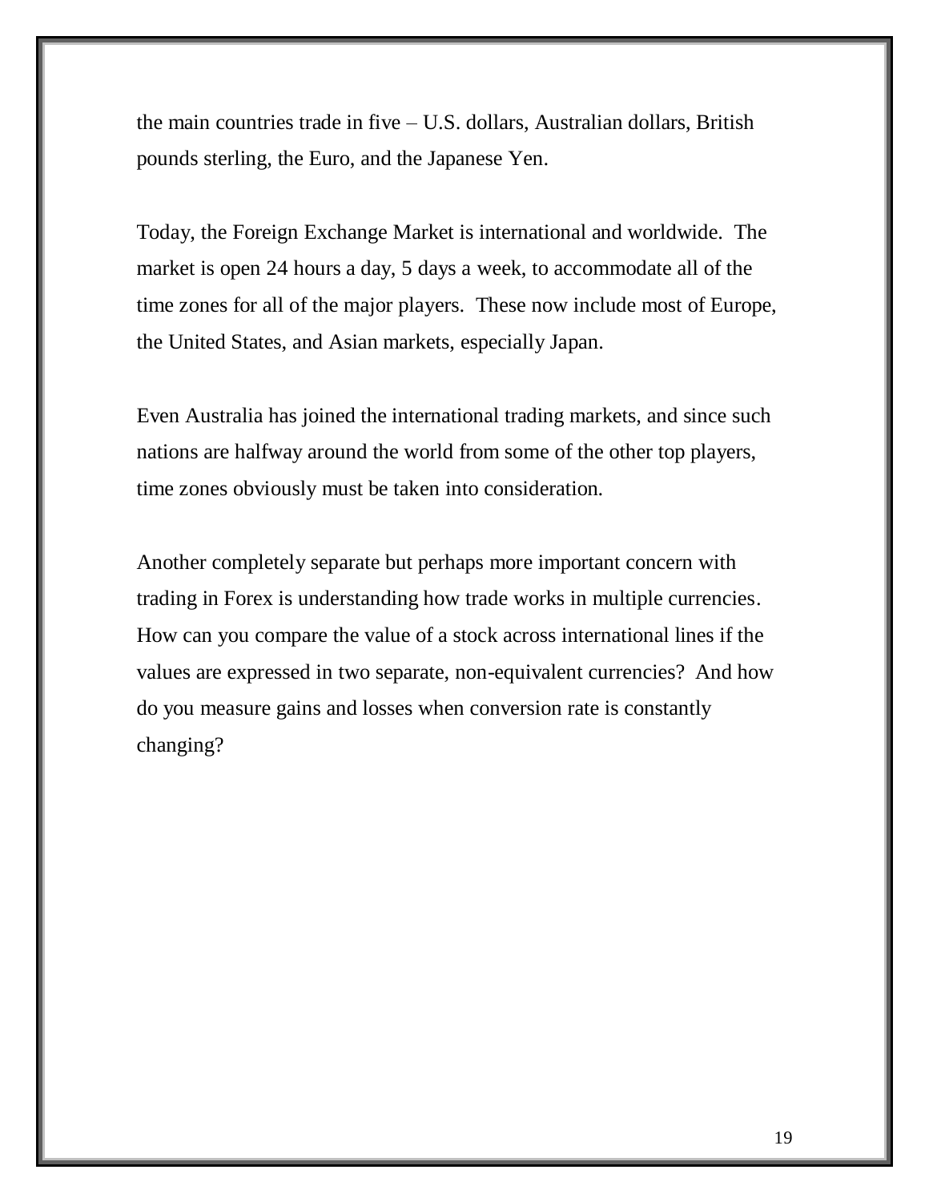the main countries trade in five – U.S. dollars, Australian dollars, British pounds sterling, the Euro, and the Japanese Yen.

Today, the Foreign Exchange Market is international and worldwide. The market is open 24 hours a day, 5 days a week, to accommodate all of the time zones for all of the major players. These now include most of Europe, the United States, and Asian markets, especially Japan.

Even Australia has joined the international trading markets, and since such nations are halfway around the world from some of the other top players, time zones obviously must be taken into consideration.

Another completely separate but perhaps more important concern with trading in Forex is understanding how trade works in multiple currencies. How can you compare the value of a stock across international lines if the values are expressed in two separate, non-equivalent currencies? And how do you measure gains and losses when conversion rate is constantly changing?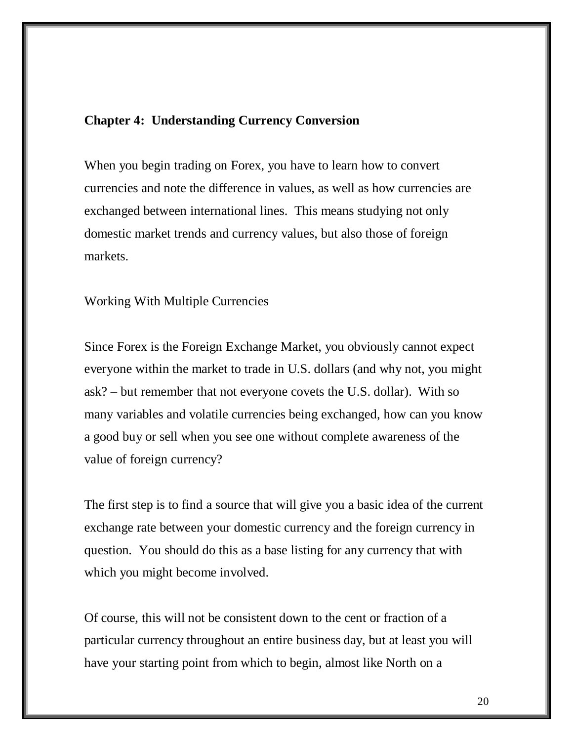## Chapter 4: Understanding Currency Conversion

When you begin trading on Forex, you have to learn how to convert currencies and note the difference in values, as well as how currencies are exchanged between international lines. This means studying not only domestic market trends and currency values, but also those of foreign markets.

### Working With Multiple Currencies

Since Forex is the Foreign Exchange Market, you obviously cannot expect everyone within the market to trade in U.S. dollars (and why not, you might ask? – but remember that not everyone covets the U.S. dollar). With so many variables and volatile currencies being exchanged, how can you know a good buy or sell when you see one without complete awareness of the value of foreign currency?

The first step is to find a source that will give you a basic idea of the current exchange rate between your domestic currency and the foreign currency in question. You should do this as a base listing for any currency that with which you might become involved.

Of course, this will not be consistent down to the cent or fraction of a particular currency throughout an entire business day, but at least you will have your starting point from which to begin, almost like North on a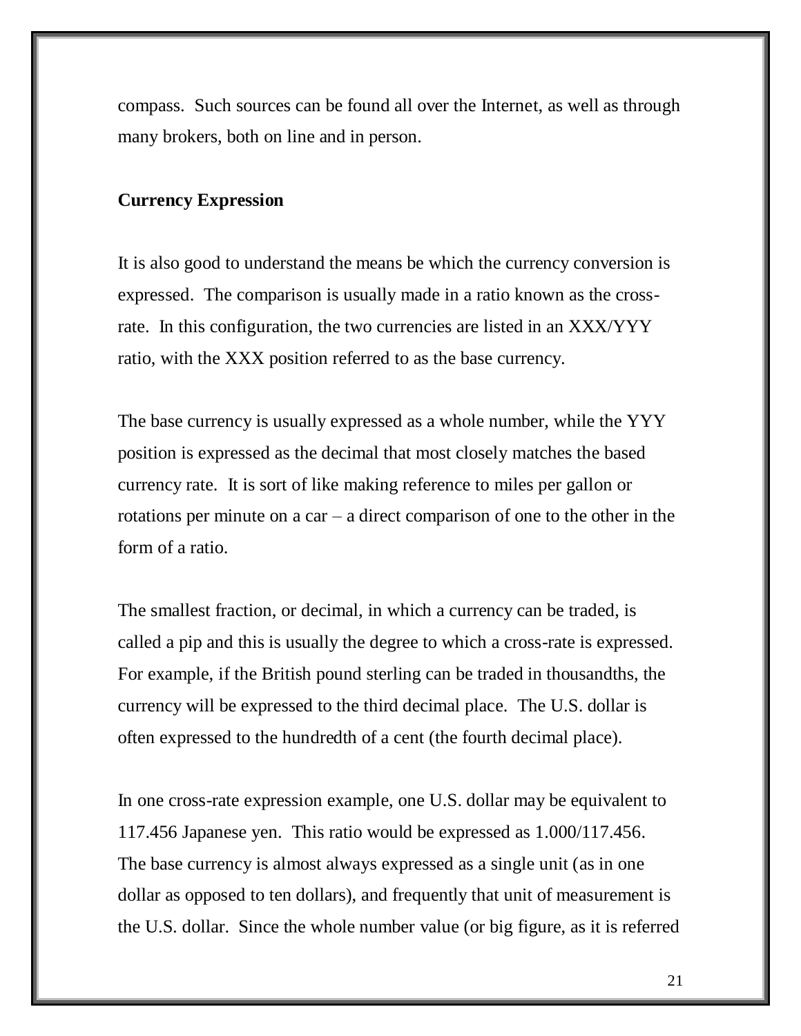compass. Such sources can be found all over the Internet, as well as through many brokers, both on line and in person.

**Currency Expression**

It is also good to understand the means be which the currency conversion is expressed. The comparison is usually made in a ratio known as the cross-rate. In this configuration, the two currencies are listed in an XXX/YYY ratio, with the XXX position referred to as the base currency.

The base currency is usually expressed as a whole number, while the YYY position is expressed as the decimal that most closely matches the based currency rate. It is sort of like making reference to miles per gallon or rotations per minute on a car – a direct comparison of one to the other in the form of a ratio.

The smallest fraction, or decimal, in which a currency can be traded, is called a pip and this is usually the degree to which a cross-rate is expressed. For example, if the British pound sterling can be traded in thousandths, the currency will be expressed to the third decimal place. The U.S. dollar is often expressed to the hundredth of a cent (the fourth decimal place).

In one cross-rate expression example, one U.S. dollar may be equivalent to 117.456 Japanese yen. This ratio would be expressed as 1.000/117.456. The base currency is almost always expressed as a single unit (as in one dollar as opposed to ten dollars), and frequently that unit of measurement is the U.S. dollar. Since the whole number value (or big figure, as it is referred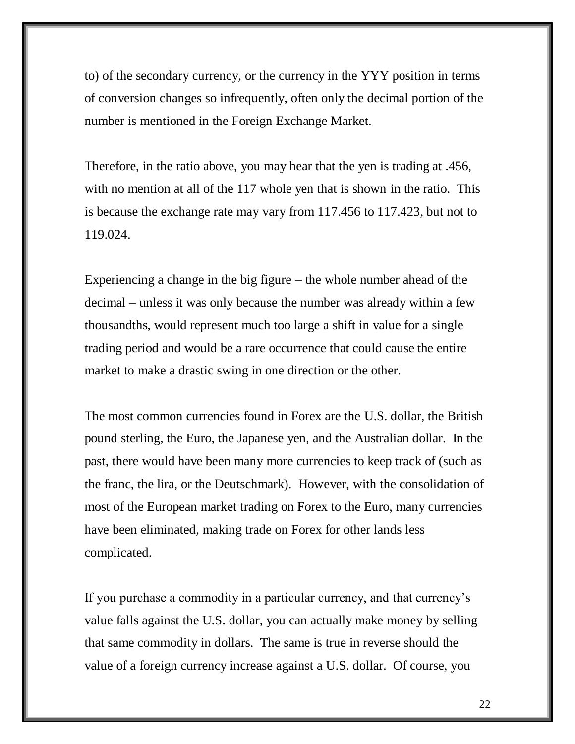to) of the secondary currency, or the currency in the YYY position in terms of conversion changes so infrequently, often only the decimal portion of the number is mentioned in the Foreign Exchange Market.

Therefore, in the ratio above, you may hear that the yen is trading at .456, with no mention at all of the 117 whole yen that is shown in the ratio. This is because the exchange rate may vary from 117.456 to 117.423, but not to 119.024.

Experiencing a change in the big figure – the whole number ahead of the decimal – unless it was only because the number was already within a few thousandths, would represent much too large a shift in value for a single trading period and would be a rare occurrence that could cause the entire market to make a drastic swing in one direction or the other.

The most common currencies found in Forex are the U.S. dollar, the British pound sterling, the Euro, the Japanese yen, and the Australian dollar. In the past, there would have been many more currencies to keep track of (such as the franc, the lira, or the Deutschmark). However, with the consolidation of most of the European market trading on Forex to the Euro, many currencies have been eliminated, making trade on Forex for other lands less complicated.

If you purchase a commodity in a particular currency, and that currency's value falls against the U.S. dollar, you can actually make money by selling that same commodity in dollars. The same is true in reverse should the value of a foreign currency increase against a U.S. dollar. Of course, you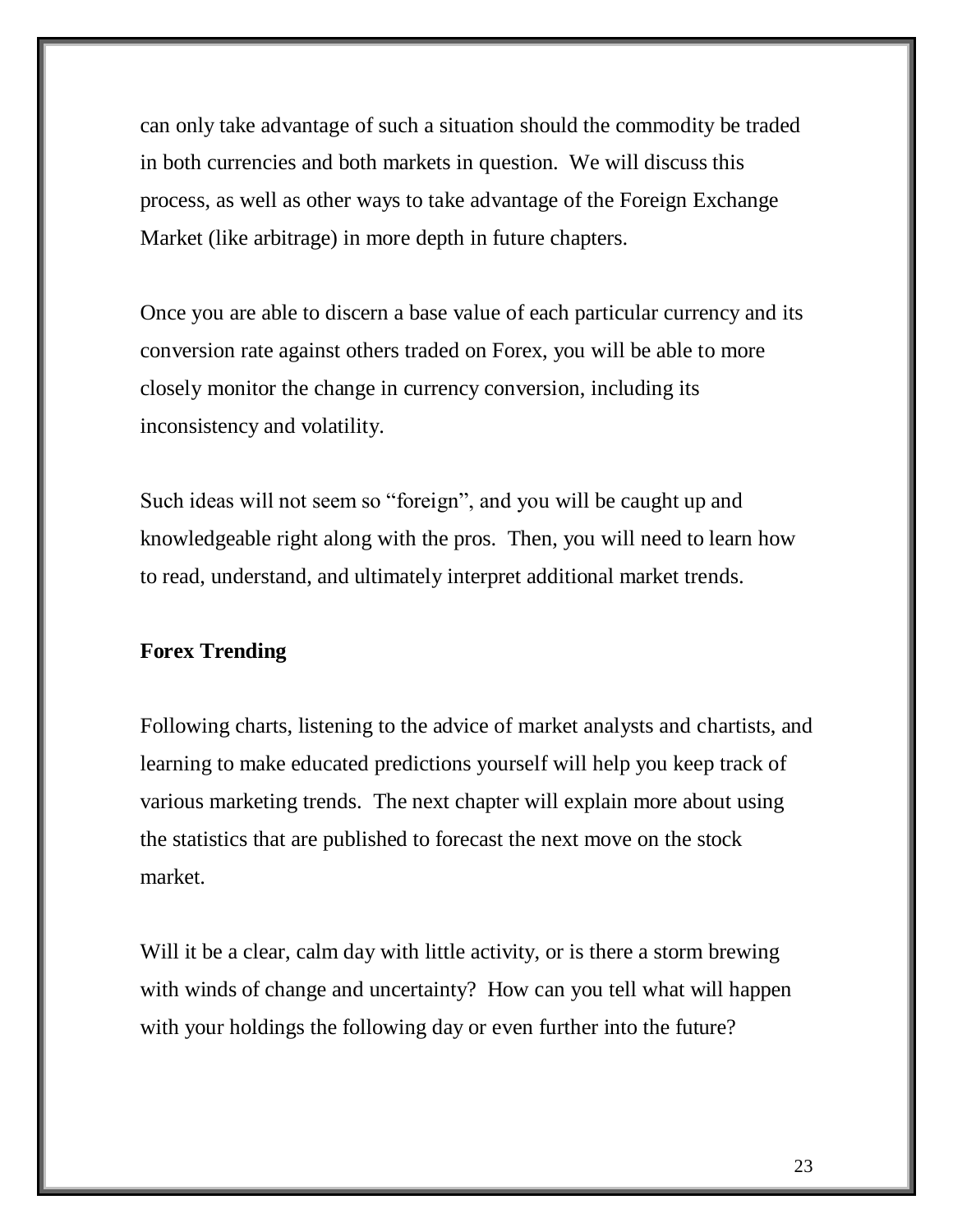can only take advantage of such a situation should the commodity be traded in both currencies and both markets in question. We will discuss this process, as well as other ways to take advantage of the Foreign Exchange Market (like arbitrage) in more depth in future chapters.

Once you are able to discern a base value of each particular currency and its conversion rate against others traded on Forex, you will be able to more closely monitor the change in currency conversion, including its inconsistency and volatility.

Such ideas will not seem so “foreign”, and you will be caught up and knowledgeable right along with the pros. Then, you will need to learn how to read, understand, and ultimately interpret additional market trends.

**Forex Trending**

Following charts, listening to the advice of market analysts and chartists, and learning to make educated predictions yourself will help you keep track of various marketing trends. The next chapter will explain more about using the statistics that are published to forecast the next move on the stock market.

Will it be a clear, calm day with little activity, or is there a storm brewing with winds of change and uncertainty? How can you tell what will happen with your holdings the following day or even further into the future?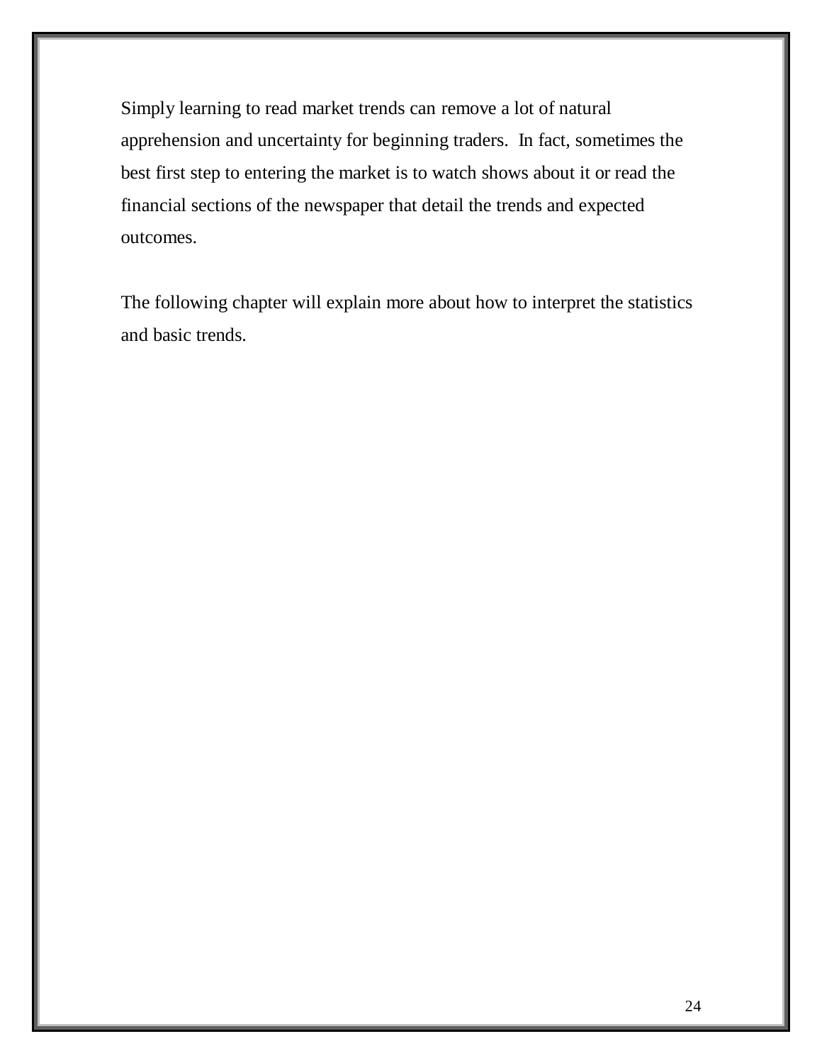Simply learning to read market trends can remove a lot of natural apprehension and uncertainty for beginning traders. In fact, sometimes the best first step to entering the market is to watch shows about it or read the financial sections of the newspaper that detail the trends and expected outcomes.

The following chapter will explain more about how to interpret the statistics and basic trends.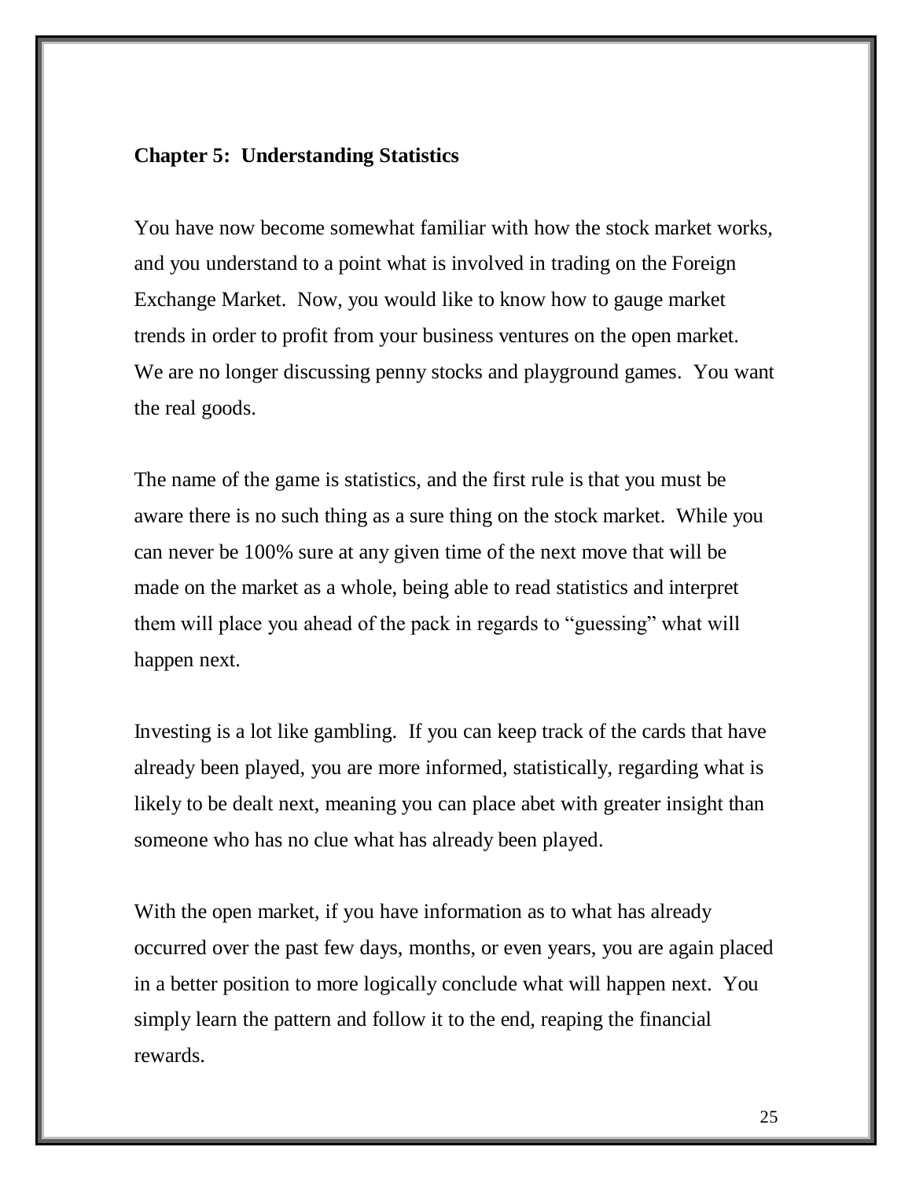## Chapter 5: Understanding Statistics

You have now become somewhat familiar with how the stock market works, and you understand to a point what is involved in trading on the Foreign Exchange Market. Now, you would like to know how to gauge market trends in order to profit from your business ventures on the open market. We are no longer discussing penny stocks and playground games. You want the real goods.

The name of the game is statistics, and the first rule is that you must be aware there is no such thing as a sure thing on the stock market. While you can never be 100% sure at any given time of the next move that will be made on the market as a whole, being able to read statistics and interpret them will place you ahead of the pack in regards to "guessing" what will happen next.

Investing is a lot like gambling. If you can keep track of the cards that have already been played, you are more informed, statistically, regarding what is likely to be dealt next, meaning you can place abet with greater insight than someone who has no clue what has already been played.

With the open market, if you have information as to what has already occurred over the past few days, months, or even years, you are again placed in a better position to more logically conclude what will happen next. You simply learn the pattern and follow it to the end, reaping the financial rewards.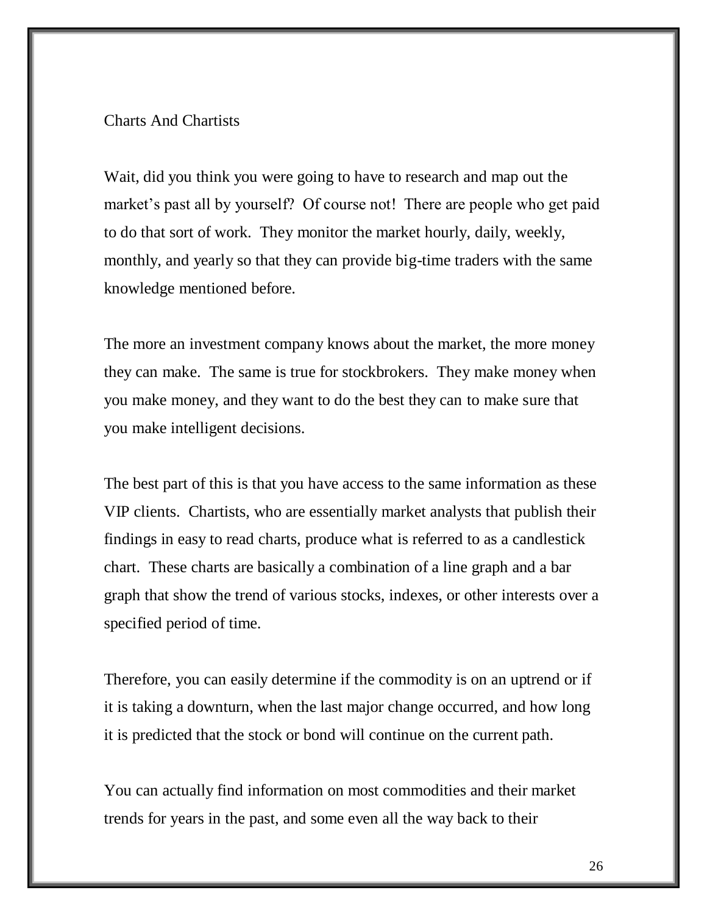## Charts And Chartists

Wait, did you think you were going to have to research and map out the market's past all by yourself? Of course not! There are people who get paid to do that sort of work. They monitor the market hourly, daily, weekly, monthly, and yearly so that they can provide big-time traders with the same knowledge mentioned before.

The more an investment company knows about the market, the more money they can make. The same is true for stockbrokers. They make money when you make money, and they want to do the best they can to make sure that you make intelligent decisions.

The best part of this is that you have access to the same information as these VIP clients. Chartists, who are essentially market analysts that publish their findings in easy to read charts, produce what is referred to as a candlestick chart. These charts are basically a combination of a line graph and a bar graph that show the trend of various stocks, indexes, or other interests over a specified period of time.

Therefore, you can easily determine if the commodity is on an uptrend or if it is taking a downturn, when the last major change occurred, and how long it is predicted that the stock or bond will continue on the current path.

You can actually find information on most commodities and their market trends for years in the past, and some even all the way back to their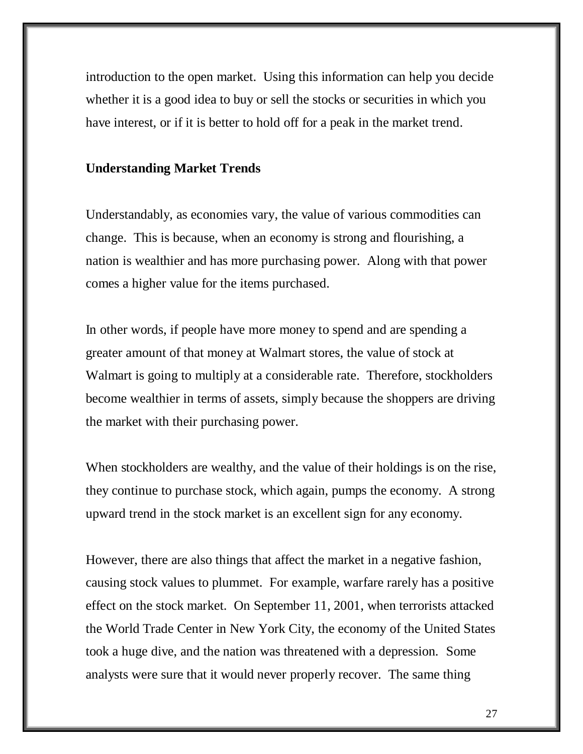introduction to the open market. Using this information can help you decide whether it is a good idea to buy or sell the stocks or securities in which you have interest, or if it is better to hold off for a peak in the market trend.

**Understanding Market Trends**

Understandably, as economies vary, the value of various commodities can change. This is because, when an economy is strong and flourishing, a nation is wealthier and has more purchasing power. Along with that power comes a higher value for the items purchased.

In other words, if people have more money to spend and are spending a greater amount of that money at Walmart stores, the value of stock at Walmart is going to multiply at a considerable rate. Therefore, stockholders become wealthier in terms of assets, simply because the shoppers are driving the market with their purchasing power.

When stockholders are wealthy, and the value of their holdings is on the rise, they continue to purchase stock, which again, pumps the economy. A strong upward trend in the stock market is an excellent sign for any economy.

However, there are also things that affect the market in a negative fashion, causing stock values to plummet. For example, warfare rarely has a positive effect on the stock market. On September 11, 2001, when terrorists attacked the World Trade Center in New York City, the economy of the United States took a huge dive, and the nation was threatened with a depression. Some analysts were sure that it would never properly recover. The same thing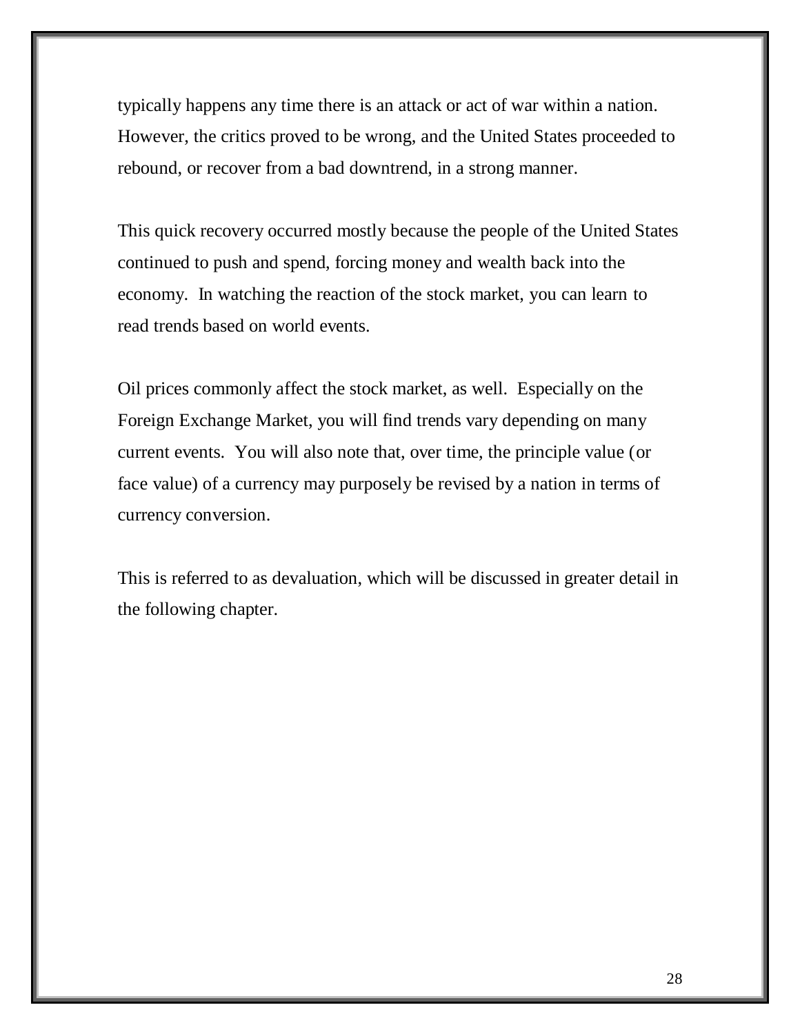typically happens any time there is an attack or act of war within a nation. However, the critics proved to be wrong, and the United States proceeded to rebound, or recover from a bad downtrend, in a strong manner.

This quick recovery occurred mostly because the people of the United States continued to push and spend, forcing money and wealth back into the economy. In watching the reaction of the stock market, you can learn to read trends based on world events.

Oil prices commonly affect the stock market, as well. Especially on the Foreign Exchange Market, you will find trends vary depending on many current events. You will also note that, over time, the principle value (or face value) of a currency may purposely be revised by a nation in terms of currency conversion.

This is referred to as devaluation, which will be discussed in greater detail in the following chapter.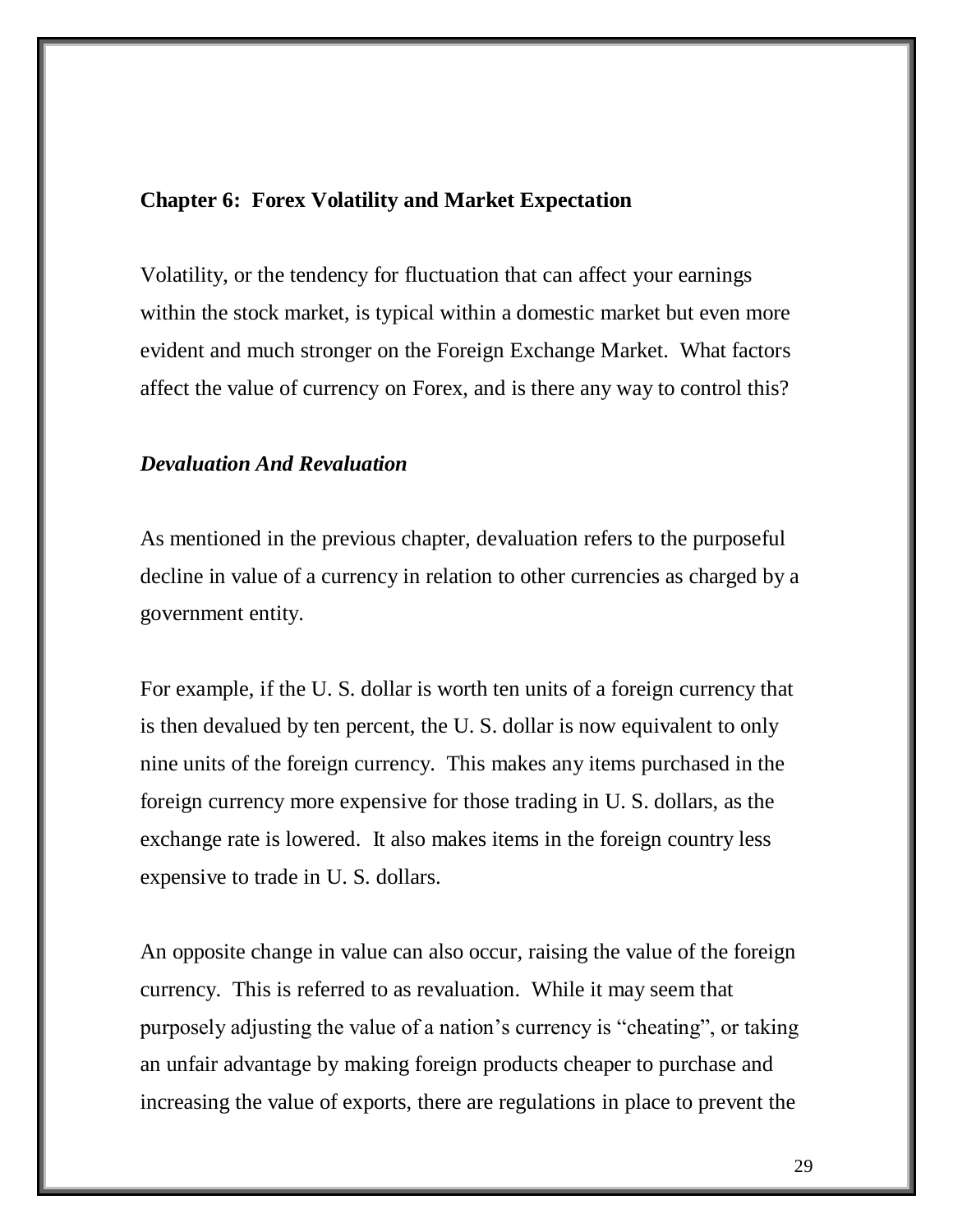## Chapter 6: Forex Volatility and Market Expectation

Volatility, or the tendency for fluctuation that can affect your earnings within the stock market, is typical within a domestic market but even more evident and much stronger on the Foreign Exchange Market. What factors affect the value of currency on Forex, and is there any way to control this?

### *Devaluation And Revaluation*

As mentioned in the previous chapter, devaluation refers to the purposeful decline in value of a currency in relation to other currencies as charged by a government entity.

For example, if the U. S. dollar is worth ten units of a foreign currency that is then devalued by ten percent, the U. S. dollar is now equivalent to only nine units of the foreign currency. This makes any items purchased in the foreign currency more expensive for those trading in U. S. dollars, as the exchange rate is lowered. It also makes items in the foreign country less expensive to trade in U. S. dollars.

An opposite change in value can also occur, raising the value of the foreign currency. This is referred to as revaluation. While it may seem that purposely adjusting the value of a nation's currency is "cheating", or taking an unfair advantage by making foreign products cheaper to purchase and increasing the value of exports, there are regulations in place to prevent the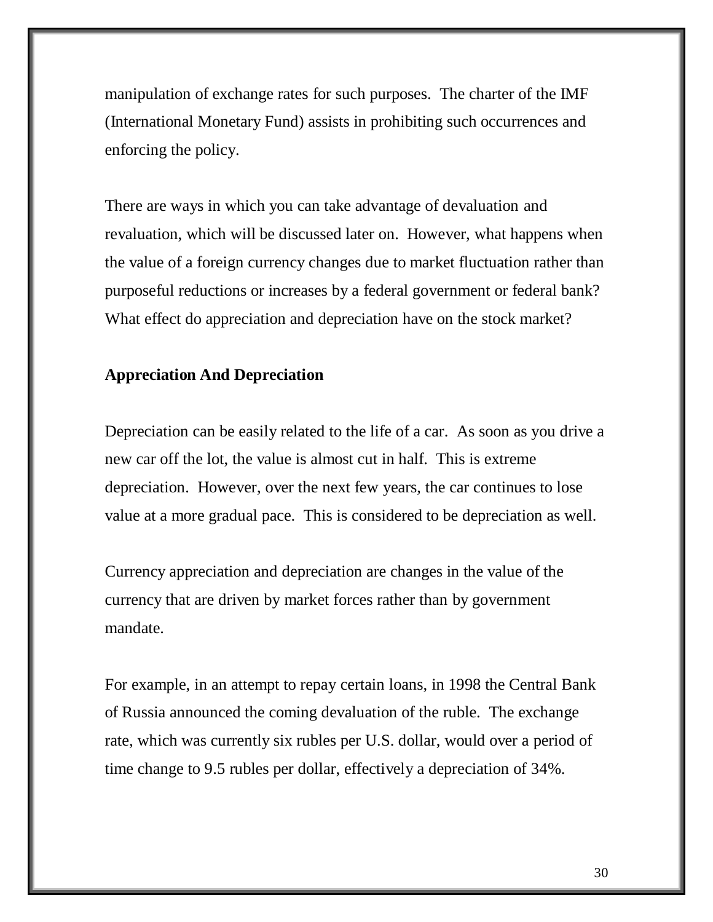manipulation of exchange rates for such purposes. The charter of the IMF (International Monetary Fund) assists in prohibiting such occurrences and enforcing the policy.

There are ways in which you can take advantage of devaluation and revaluation, which will be discussed later on. However, what happens when the value of a foreign currency changes due to market fluctuation rather than purposeful reductions or increases by a federal government or federal bank? What effect do appreciation and depreciation have on the stock market?

**Appreciation And Depreciation**

Depreciation can be easily related to the life of a car. As soon as you drive a new car off the lot, the value is almost cut in half. This is extreme depreciation. However, over the next few years, the car continues to lose value at a more gradual pace. This is considered to be depreciation as well.

Currency appreciation and depreciation are changes in the value of the currency that are driven by market forces rather than by government mandate.

For example, in an attempt to repay certain loans, in 1998 the Central Bank of Russia announced the coming devaluation of the ruble. The exchange rate, which was currently six rubles per U.S. dollar, would over a period of time change to 9.5 rubles per dollar, effectively a depreciation of 34%.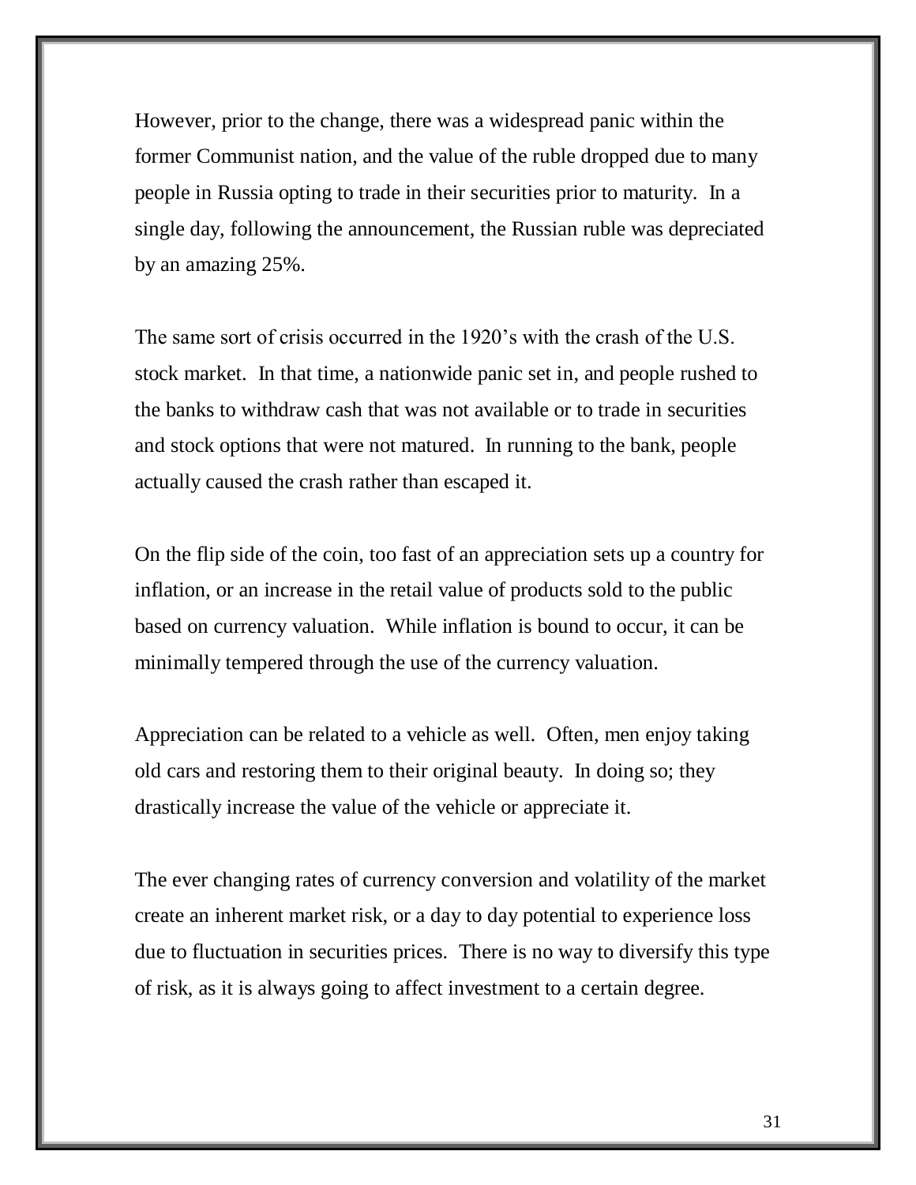However, prior to the change, there was a widespread panic within the former Communist nation, and the value of the ruble dropped due to many people in Russia opting to trade in their securities prior to maturity. In a single day, following the announcement, the Russian ruble was depreciated by an amazing 25%.

The same sort of crisis occurred in the 1920's with the crash of the U.S. stock market. In that time, a nationwide panic set in, and people rushed to the banks to withdraw cash that was not available or to trade in securities and stock options that were not matured. In running to the bank, people actually caused the crash rather than escaped it.

On the flip side of the coin, too fast of an appreciation sets up a country for inflation, or an increase in the retail value of products sold to the public based on currency valuation. While inflation is bound to occur, it can be minimally tempered through the use of the currency valuation.

Appreciation can be related to a vehicle as well. Often, men enjoy taking old cars and restoring them to their original beauty. In doing so; they drastically increase the value of the vehicle or appreciate it.

The ever changing rates of currency conversion and volatility of the market create an inherent market risk, or a day to day potential to experience loss due to fluctuation in securities prices. There is no way to diversify this type of risk, as it is always going to affect investment to a certain degree.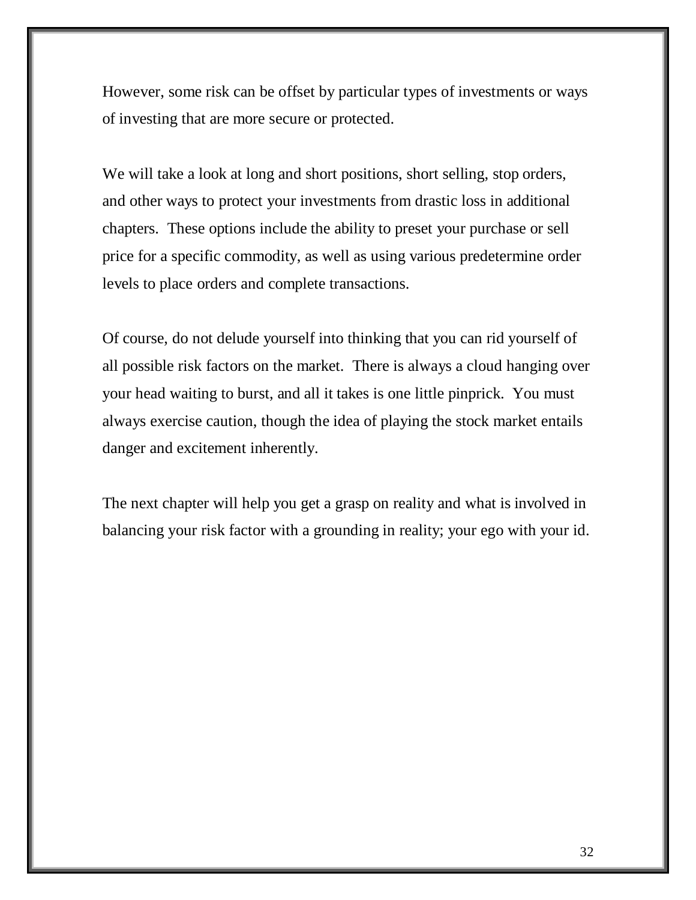However, some risk can be offset by particular types of investments or ways of investing that are more secure or protected.

We will take a look at long and short positions, short selling, stop orders, and other ways to protect your investments from drastic loss in additional chapters.  These options include the ability to preset your purchase or sell price for a specific commodity, as well as using various predetermine order levels to place orders and complete transactions.

Of course, do not delude yourself into thinking that you can rid yourself of all possible risk factors on the market.  There is always a cloud hanging over your head waiting to burst, and all it takes is one little pinprick.  You must always exercise caution, though the idea of playing the stock market entails danger and excitement inherently.

The next chapter will help you get a grasp on reality and what is involved in balancing your risk factor with a grounding in reality; your ego with your id.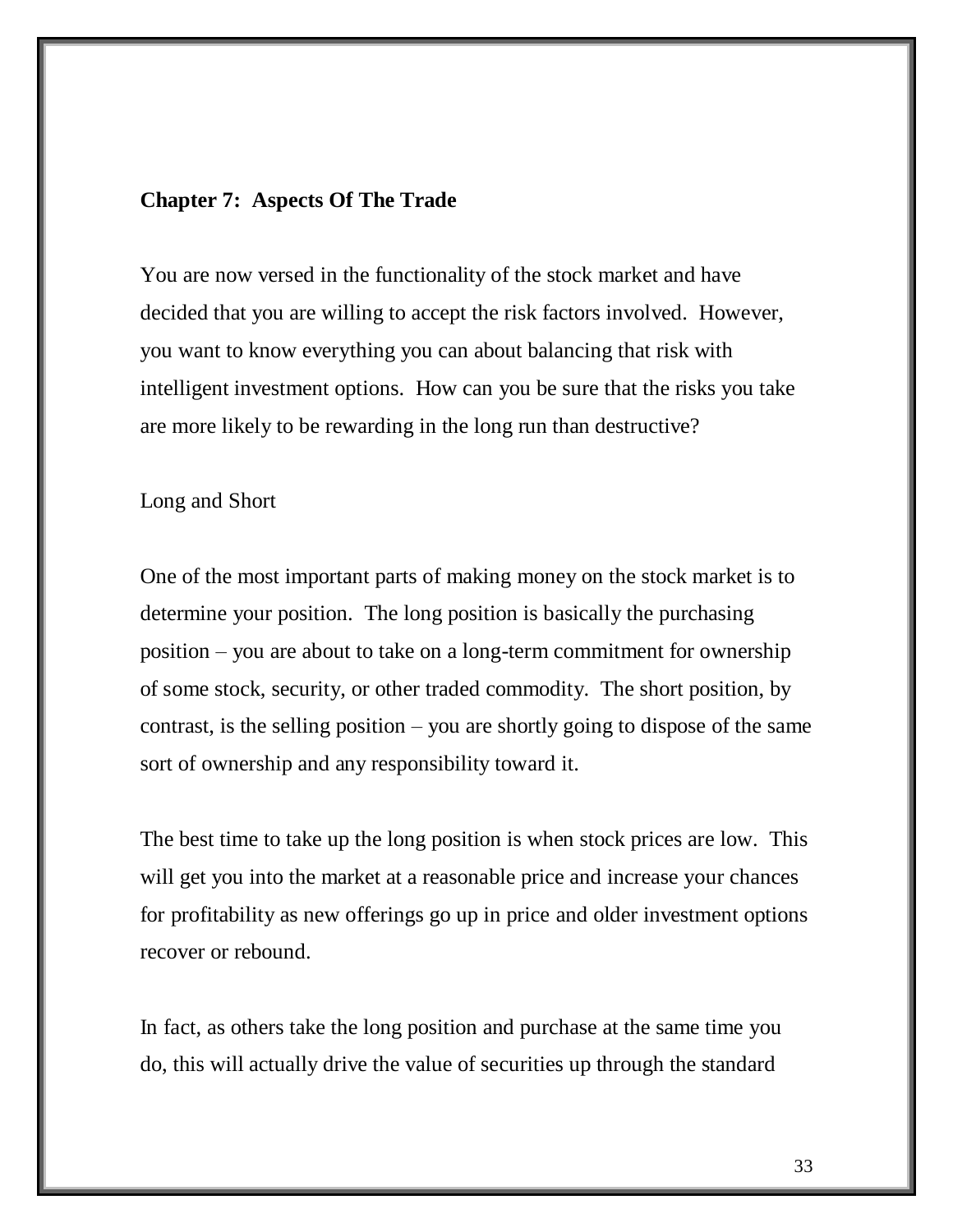## Chapter 7: Aspects Of The Trade

You are now versed in the functionality of the stock market and have decided that you are willing to accept the risk factors involved. However, you want to know everything you can about balancing that risk with intelligent investment options. How can you be sure that the risks you take are more likely to be rewarding in the long run than destructive?

### Long and Short

One of the most important parts of making money on the stock market is to determine your position. The long position is basically the purchasing position – you are about to take on a long-term commitment for ownership of some stock, security, or other traded commodity. The short position, by contrast, is the selling position – you are shortly going to dispose of the same sort of ownership and any responsibility toward it.

The best time to take up the long position is when stock prices are low. This will get you into the market at a reasonable price and increase your chances for profitability as new offerings go up in price and older investment options recover or rebound.

In fact, as others take the long position and purchase at the same time you do, this will actually drive the value of securities up through the standard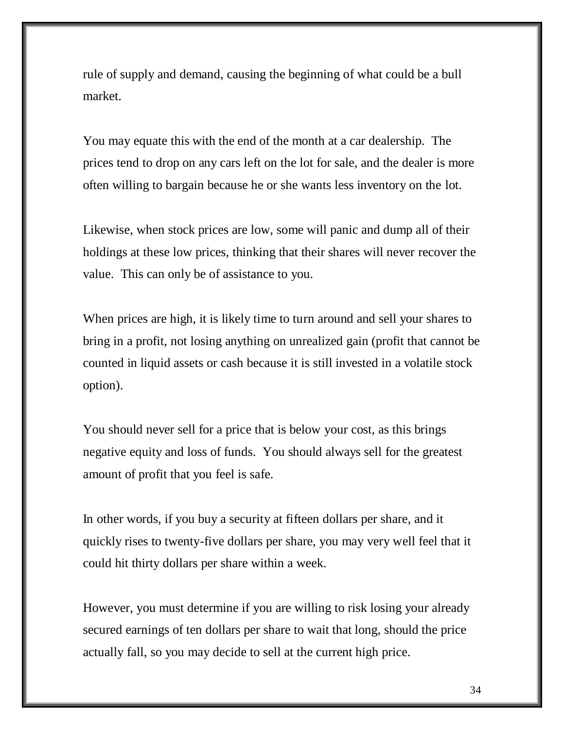rule of supply and demand, causing the beginning of what could be a bull market.

You may equate this with the end of the month at a car dealership. The prices tend to drop on any cars left on the lot for sale, and the dealer is more often willing to bargain because he or she wants less inventory on the lot.

Likewise, when stock prices are low, some will panic and dump all of their holdings at these low prices, thinking that their shares will never recover the value. This can only be of assistance to you.

When prices are high, it is likely time to turn around and sell your shares to bring in a profit, not losing anything on unrealized gain (profit that cannot be counted in liquid assets or cash because it is still invested in a volatile stock option).

You should never sell for a price that is below your cost, as this brings negative equity and loss of funds. You should always sell for the greatest amount of profit that you feel is safe.

In other words, if you buy a security at fifteen dollars per share, and it quickly rises to twenty-five dollars per share, you may very well feel that it could hit thirty dollars per share within a week.

However, you must determine if you are willing to risk losing your already secured earnings of ten dollars per share to wait that long, should the price actually fall, so you may decide to sell at the current high price.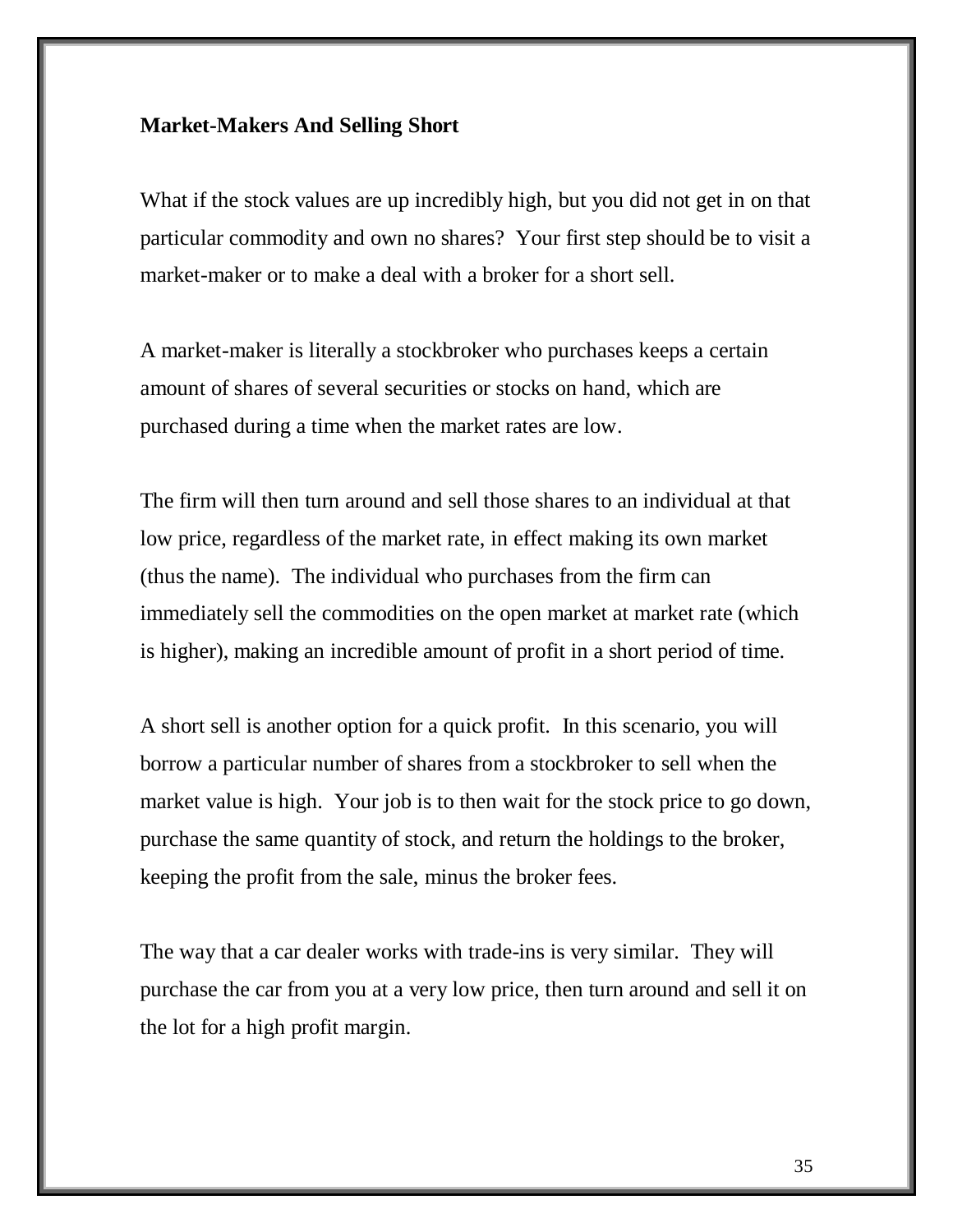**Market-Makers And Selling Short**

What if the stock values are up incredibly high, but you did not get in on that particular commodity and own no shares? Your first step should be to visit a market-maker or to make a deal with a broker for a short sell.

A market-maker is literally a stockbroker who purchases keeps a certain amount of shares of several securities or stocks on hand, which are purchased during a time when the market rates are low.

The firm will then turn around and sell those shares to an individual at that low price, regardless of the market rate, in effect making its own market (thus the name). The individual who purchases from the firm can immediately sell the commodities on the open market at market rate (which is higher), making an incredible amount of profit in a short period of time.

A short sell is another option for a quick profit. In this scenario, you will borrow a particular number of shares from a stockbroker to sell when the market value is high. Your job is to then wait for the stock price to go down, purchase the same quantity of stock, and return the holdings to the broker, keeping the profit from the sale, minus the broker fees.

The way that a car dealer works with trade-ins is very similar. They will purchase the car from you at a very low price, then turn around and sell it on the lot for a high profit margin.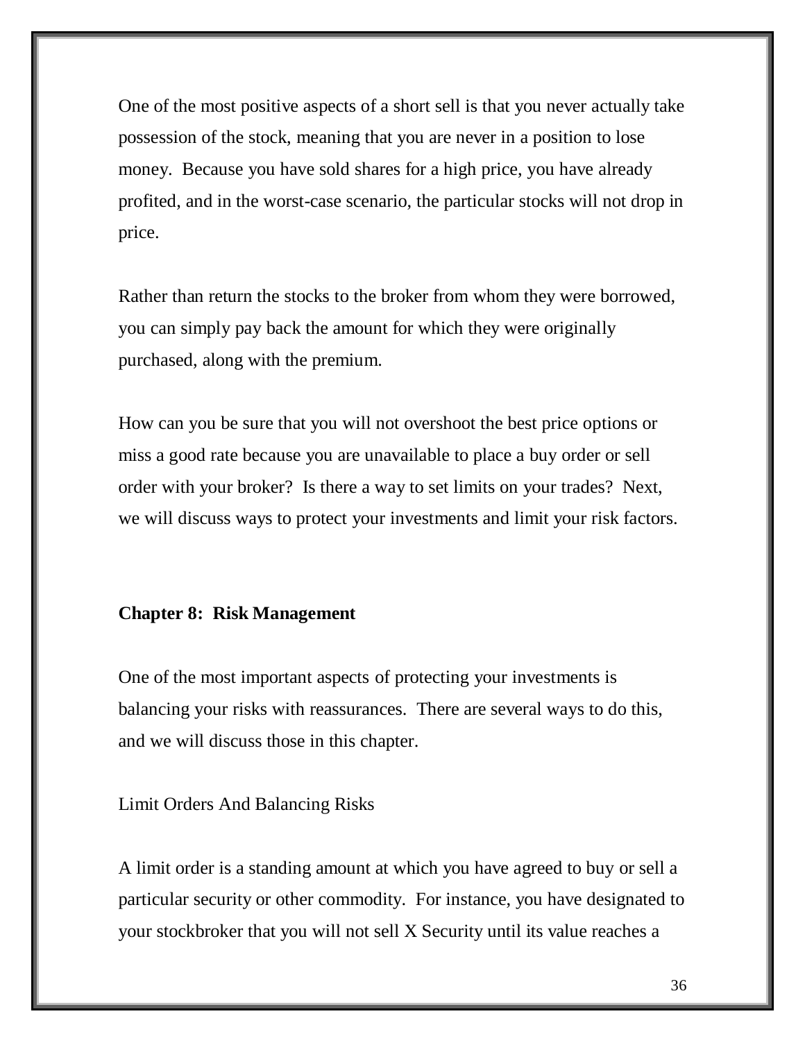One of the most positive aspects of a short sell is that you never actually take possession of the stock, meaning that you are never in a position to lose money. Because you have sold shares for a high price, you have already profited, and in the worst-case scenario, the particular stocks will not drop in price.

Rather than return the stocks to the broker from whom they were borrowed, you can simply pay back the amount for which they were originally purchased, along with the premium.

How can you be sure that you will not overshoot the best price options or miss a good rate because you are unavailable to place a buy order or sell order with your broker? Is there a way to set limits on your trades? Next, we will discuss ways to protect your investments and limit your risk factors.

## Chapter 8: Risk Management

One of the most important aspects of protecting your investments is balancing your risks with reassurances. There are several ways to do this, and we will discuss those in this chapter.

### Limit Orders And Balancing Risks

A limit order is a standing amount at which you have agreed to buy or sell a particular security or other commodity. For instance, you have designated to your stockbroker that you will not sell X Security until its value reaches a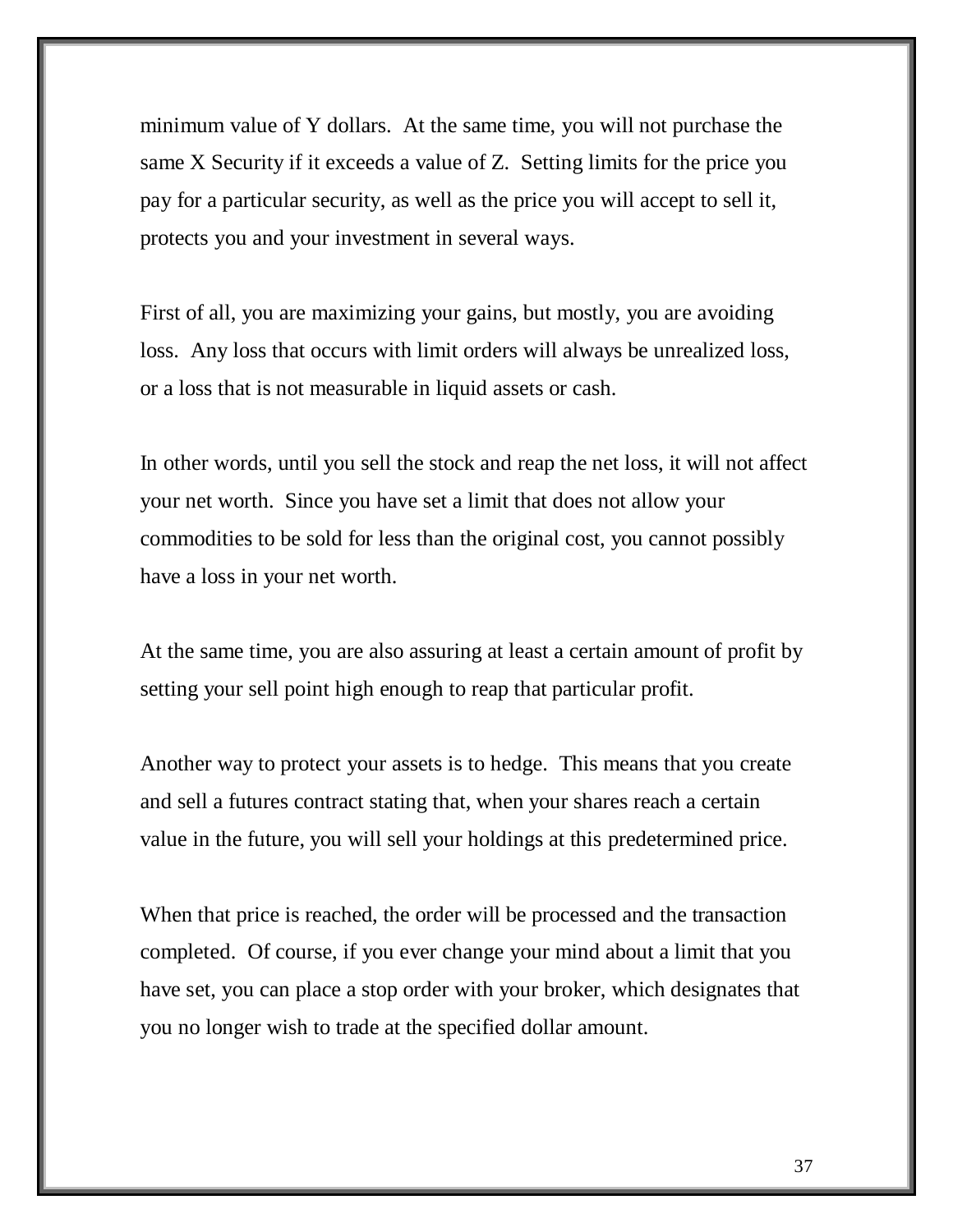minimum value of Y dollars. At the same time, you will not purchase the same X Security if it exceeds a value of Z. Setting limits for the price you pay for a particular security, as well as the price you will accept to sell it, protects you and your investment in several ways.

First of all, you are maximizing your gains, but mostly, you are avoiding loss. Any loss that occurs with limit orders will always be unrealized loss, or a loss that is not measurable in liquid assets or cash.

In other words, until you sell the stock and reap the net loss, it will not affect your net worth. Since you have set a limit that does not allow your commodities to be sold for less than the original cost, you cannot possibly have a loss in your net worth.

At the same time, you are also assuring at least a certain amount of profit by setting your sell point high enough to reap that particular profit.

Another way to protect your assets is to hedge. This means that you create and sell a futures contract stating that, when your shares reach a certain value in the future, you will sell your holdings at this predetermined price.

When that price is reached, the order will be processed and the transaction completed. Of course, if you ever change your mind about a limit that you have set, you can place a stop order with your broker, which designates that you no longer wish to trade at the specified dollar amount.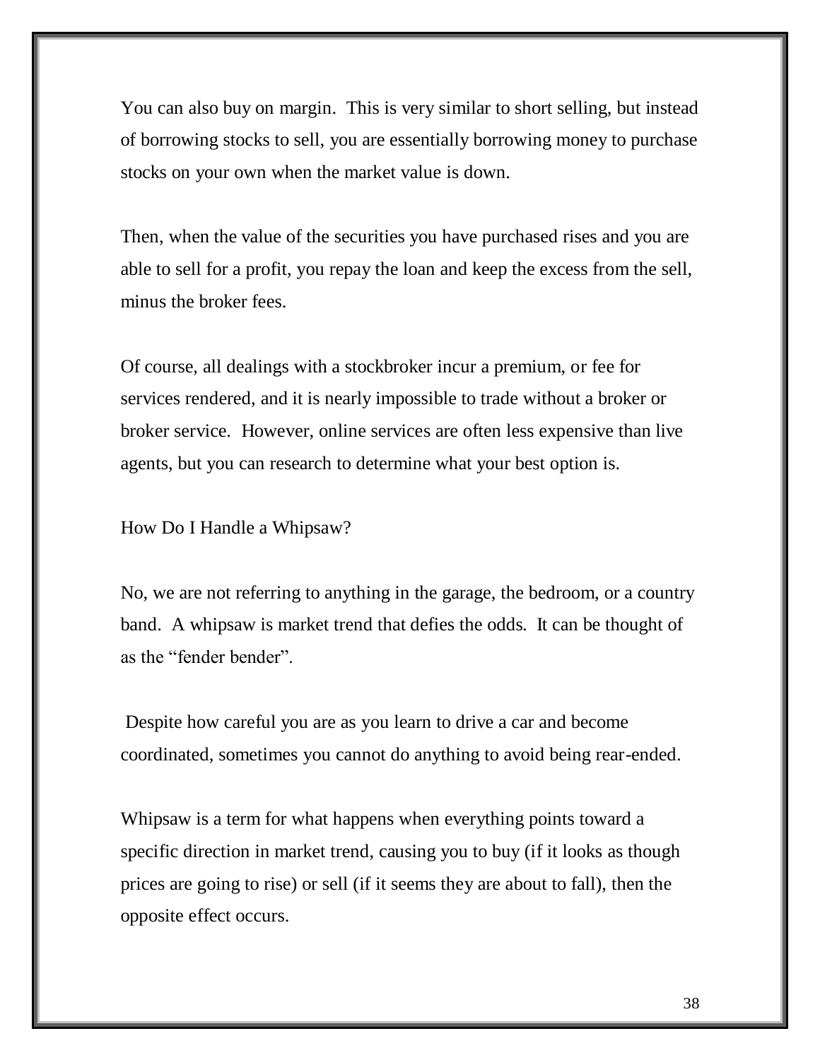You can also buy on margin. This is very similar to short selling, but instead of borrowing stocks to sell, you are essentially borrowing money to purchase stocks on your own when the market value is down.

Then, when the value of the securities you have purchased rises and you are able to sell for a profit, you repay the loan and keep the excess from the sell, minus the broker fees.

Of course, all dealings with a stockbroker incur a premium, or fee for services rendered, and it is nearly impossible to trade without a broker or broker service. However, online services are often less expensive than live agents, but you can research to determine what your best option is.

## How Do I Handle a Whipsaw?

No, we are not referring to anything in the garage, the bedroom, or a country band. A whipsaw is market trend that defies the odds. It can be thought of as the "fender bender".

Despite how careful you are as you learn to drive a car and become coordinated, sometimes you cannot do anything to avoid being rear-ended.

Whipsaw is a term for what happens when everything points toward a specific direction in market trend, causing you to buy (if it looks as though prices are going to rise) or sell (if it seems they are about to fall), then the opposite effect occurs.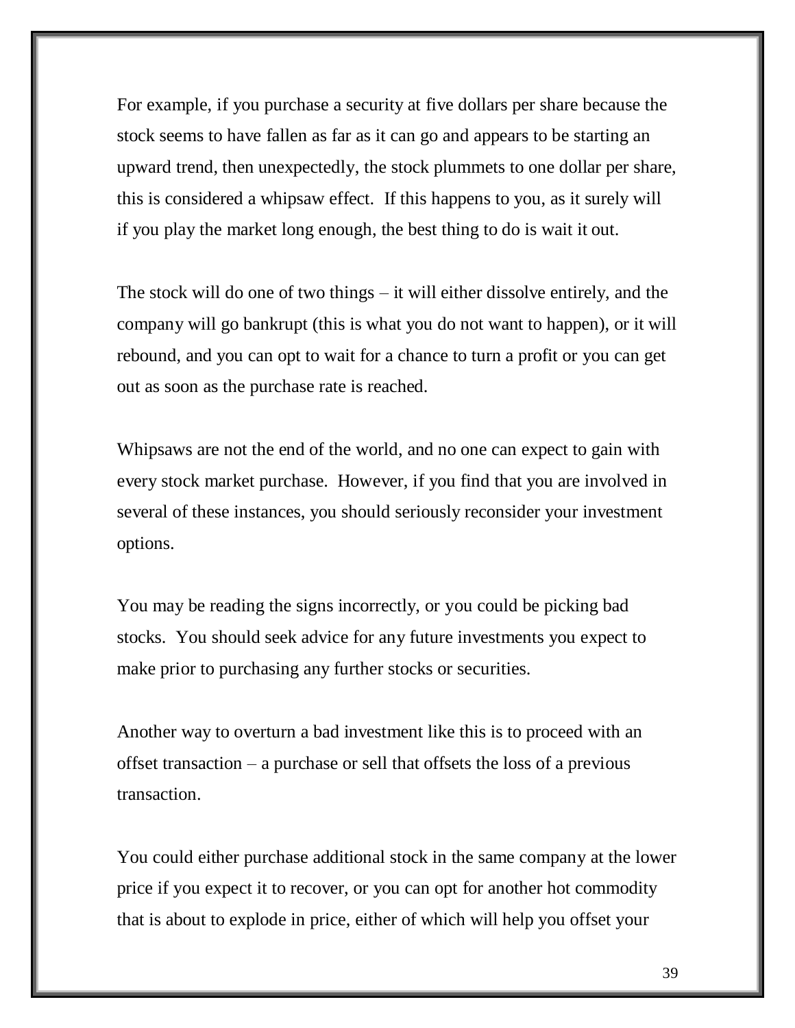For example, if you purchase a security at five dollars per share because the stock seems to have fallen as far as it can go and appears to be starting an upward trend, then unexpectedly, the stock plummets to one dollar per share, this is considered a whipsaw effect. If this happens to you, as it surely will if you play the market long enough, the best thing to do is wait it out.

The stock will do one of two things – it will either dissolve entirely, and the company will go bankrupt (this is what you do not want to happen), or it will rebound, and you can opt to wait for a chance to turn a profit or you can get out as soon as the purchase rate is reached.

Whipsaws are not the end of the world, and no one can expect to gain with every stock market purchase. However, if you find that you are involved in several of these instances, you should seriously reconsider your investment options.

You may be reading the signs incorrectly, or you could be picking bad stocks. You should seek advice for any future investments you expect to make prior to purchasing any further stocks or securities.

Another way to overturn a bad investment like this is to proceed with an offset transaction – a purchase or sell that offsets the loss of a previous transaction.

You could either purchase additional stock in the same company at the lower price if you expect it to recover, or you can opt for another hot commodity that is about to explode in price, either of which will help you offset your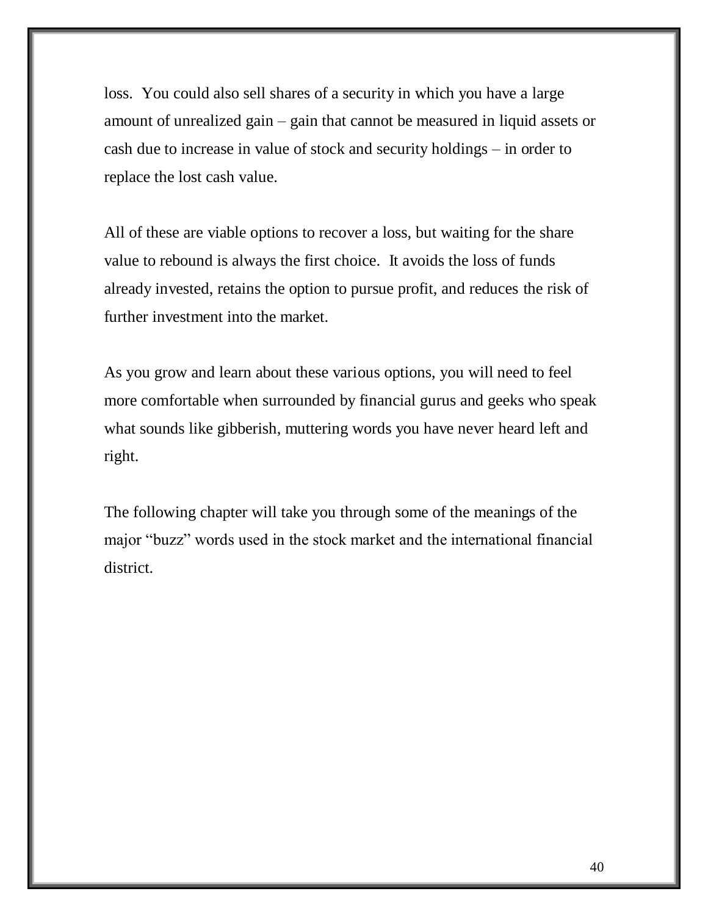loss. You could also sell shares of a security in which you have a large amount of unrealized gain – gain that cannot be measured in liquid assets or cash due to increase in value of stock and security holdings – in order to replace the lost cash value.

All of these are viable options to recover a loss, but waiting for the share value to rebound is always the first choice. It avoids the loss of funds already invested, retains the option to pursue profit, and reduces the risk of further investment into the market.

As you grow and learn about these various options, you will need to feel more comfortable when surrounded by financial gurus and geeks who speak what sounds like gibberish, muttering words you have never heard left and right.

The following chapter will take you through some of the meanings of the major "buzz" words used in the stock market and the international financial district.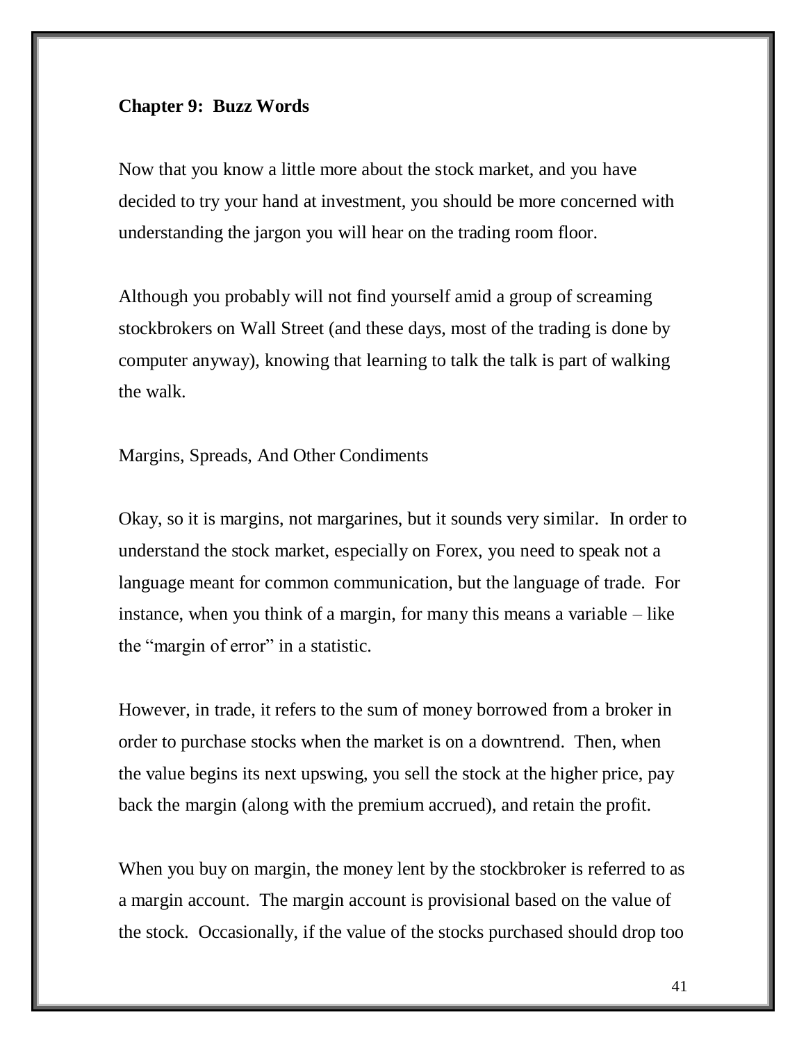## Chapter 9: Buzz Words

Now that you know a little more about the stock market, and you have decided to try your hand at investment, you should be more concerned with understanding the jargon you will hear on the trading room floor.

Although you probably will not find yourself amid a group of screaming stockbrokers on Wall Street (and these days, most of the trading is done by computer anyway), knowing that learning to talk the talk is part of walking the walk.

### Margins, Spreads, And Other Condiments

Okay, so it is margins, not margarines, but it sounds very similar. In order to understand the stock market, especially on Forex, you need to speak not a language meant for common communication, but the language of trade. For instance, when you think of a margin, for many this means a variable – like the "margin of error" in a statistic.

However, in trade, it refers to the sum of money borrowed from a broker in order to purchase stocks when the market is on a downtrend. Then, when the value begins its next upswing, you sell the stock at the higher price, pay back the margin (along with the premium accrued), and retain the profit.

When you buy on margin, the money lent by the stockbroker is referred to as a margin account. The margin account is provisional based on the value of the stock. Occasionally, if the value of the stocks purchased should drop too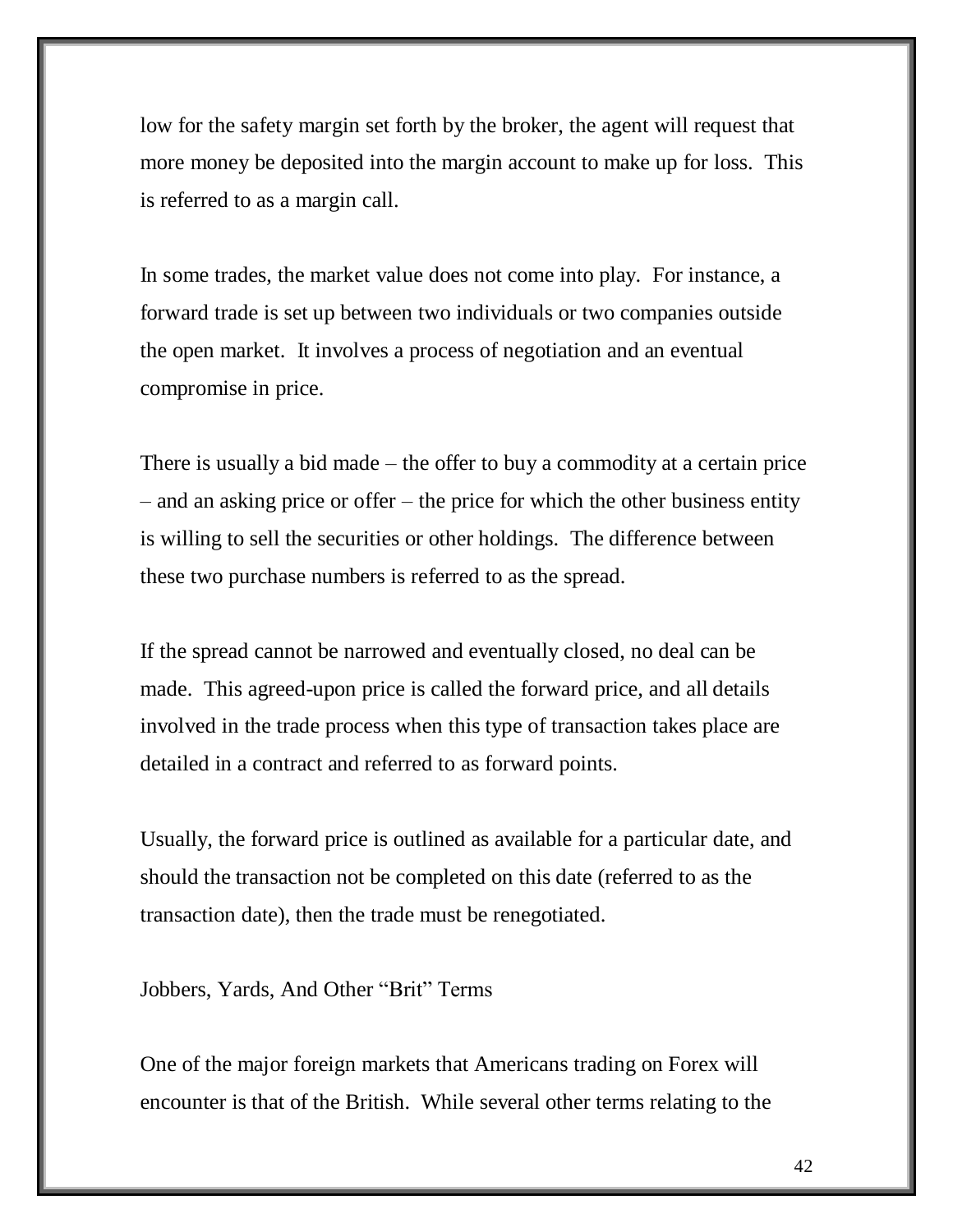low for the safety margin set forth by the broker, the agent will request that more money be deposited into the margin account to make up for loss. This is referred to as a margin call.

In some trades, the market value does not come into play. For instance, a forward trade is set up between two individuals or two companies outside the open market. It involves a process of negotiation and an eventual compromise in price.

There is usually a bid made – the offer to buy a commodity at a certain price – and an asking price or offer – the price for which the other business entity is willing to sell the securities or other holdings. The difference between these two purchase numbers is referred to as the spread.

If the spread cannot be narrowed and eventually closed, no deal can be made. This agreed-upon price is called the forward price, and all details involved in the trade process when this type of transaction takes place are detailed in a contract and referred to as forward points.

Usually, the forward price is outlined as available for a particular date, and should the transaction not be completed on this date (referred to as the transaction date), then the trade must be renegotiated.

## Jobbers, Yards, And Other "Brit" Terms

One of the major foreign markets that Americans trading on Forex will encounter is that of the British. While several other terms relating to the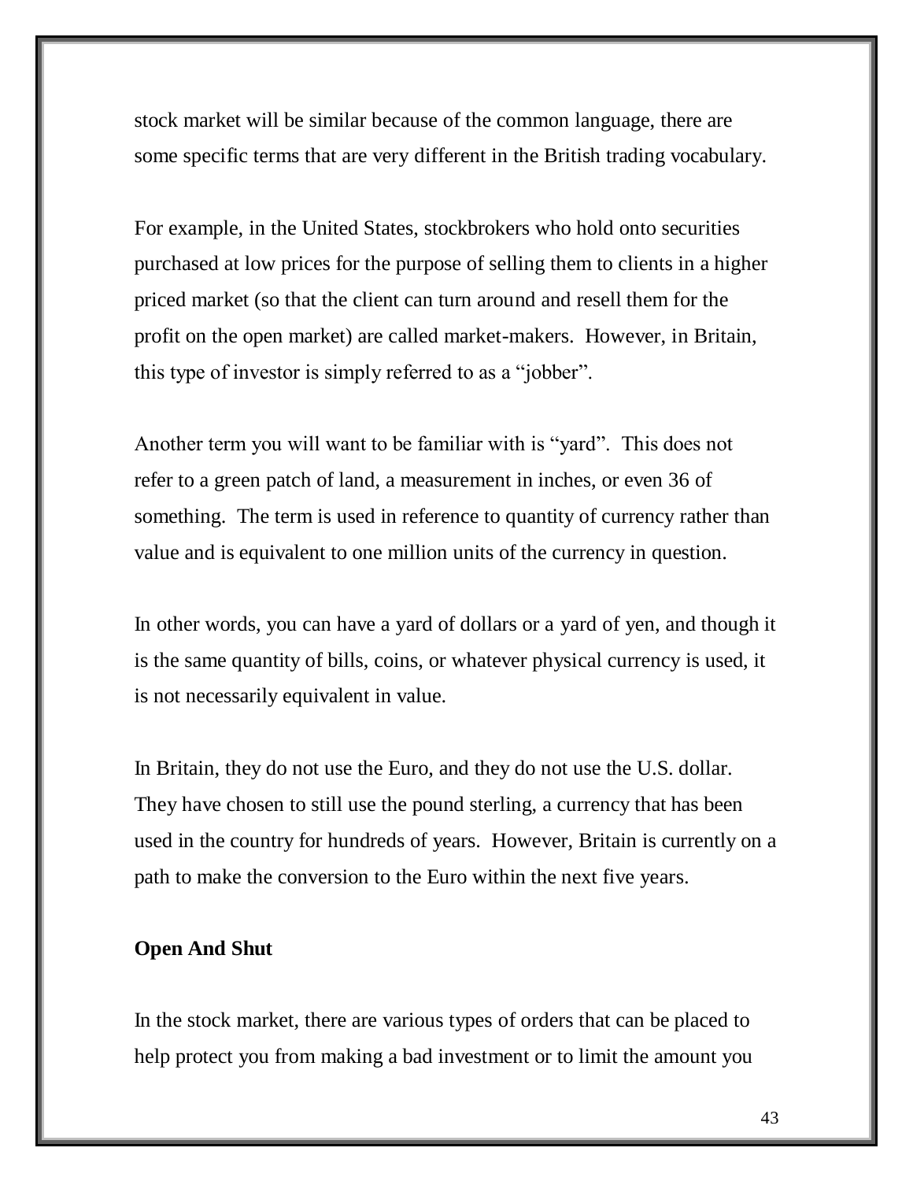stock market will be similar because of the common language, there are some specific terms that are very different in the British trading vocabulary.

For example, in the United States, stockbrokers who hold onto securities purchased at low prices for the purpose of selling them to clients in a higher priced market (so that the client can turn around and resell them for the profit on the open market) are called market-makers. However, in Britain, this type of investor is simply referred to as a "jobber".

Another term you will want to be familiar with is "yard". This does not refer to a green patch of land, a measurement in inches, or even 36 of something. The term is used in reference to quantity of currency rather than value and is equivalent to one million units of the currency in question.

In other words, you can have a yard of dollars or a yard of yen, and though it is the same quantity of bills, coins, or whatever physical currency is used, it is not necessarily equivalent in value.

In Britain, they do not use the Euro, and they do not use the U.S. dollar. They have chosen to still use the pound sterling, a currency that has been used in the country for hundreds of years. However, Britain is currently on a path to make the conversion to the Euro within the next five years.

**Open And Shut**

In the stock market, there are various types of orders that can be placed to help protect you from making a bad investment or to limit the amount you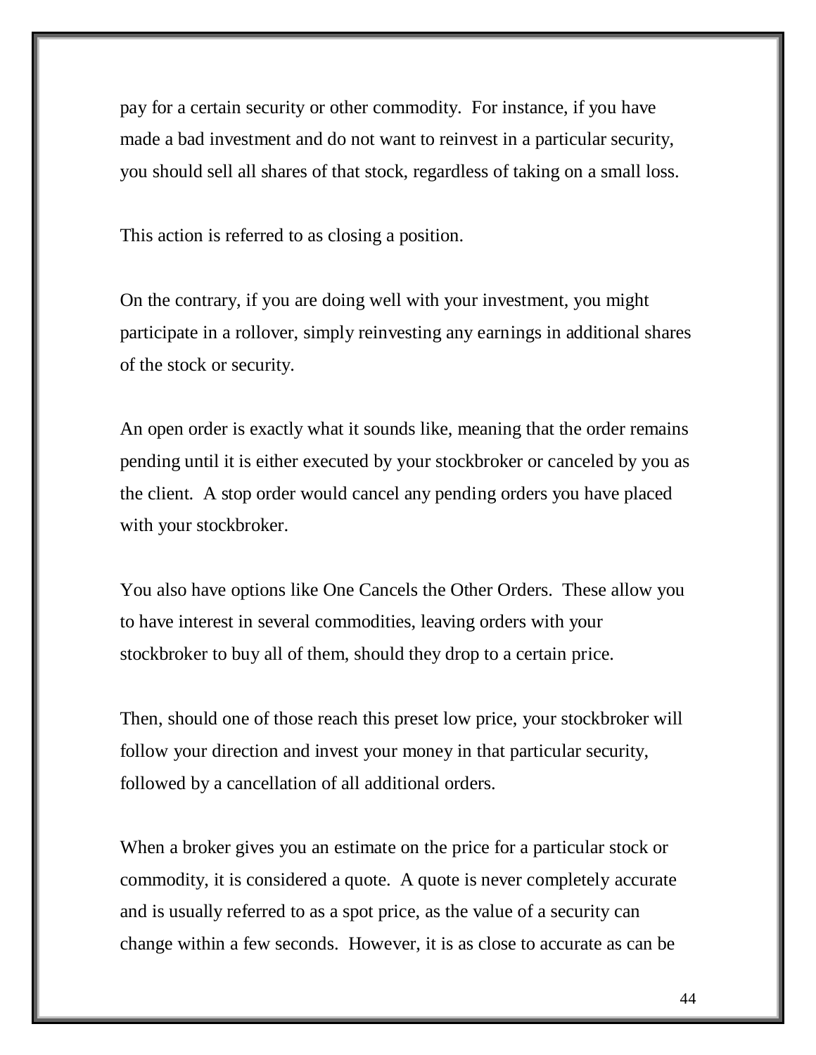pay for a certain security or other commodity. For instance, if you have made a bad investment and do not want to reinvest in a particular security, you should sell all shares of that stock, regardless of taking on a small loss.

This action is referred to as closing a position.

On the contrary, if you are doing well with your investment, you might participate in a rollover, simply reinvesting any earnings in additional shares of the stock or security.

An open order is exactly what it sounds like, meaning that the order remains pending until it is either executed by your stockbroker or canceled by you as the client. A stop order would cancel any pending orders you have placed with your stockbroker.

You also have options like One Cancels the Other Orders. These allow you to have interest in several commodities, leaving orders with your stockbroker to buy all of them, should they drop to a certain price.

Then, should one of those reach this preset low price, your stockbroker will follow your direction and invest your money in that particular security, followed by a cancellation of all additional orders.

When a broker gives you an estimate on the price for a particular stock or commodity, it is considered a quote. A quote is never completely accurate and is usually referred to as a spot price, as the value of a security can change within a few seconds. However, it is as close to accurate as can be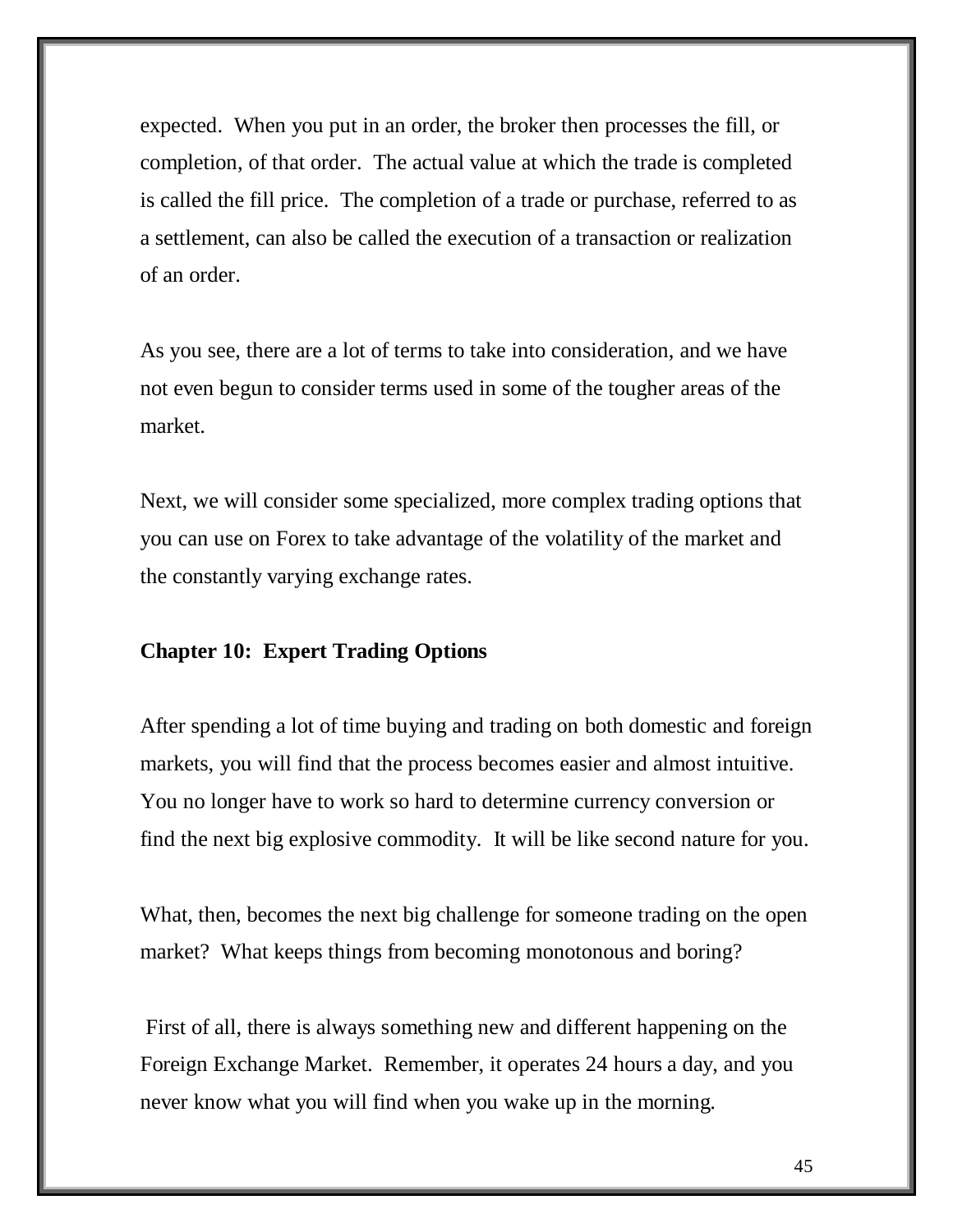expected. When you put in an order, the broker then processes the fill, or completion, of that order. The actual value at which the trade is completed is called the fill price. The completion of a trade or purchase, referred to as a settlement, can also be called the execution of a transaction or realization of an order.

As you see, there are a lot of terms to take into consideration, and we have not even begun to consider terms used in some of the tougher areas of the market.

Next, we will consider some specialized, more complex trading options that you can use on Forex to take advantage of the volatility of the market and the constantly varying exchange rates.

## Chapter 10: Expert Trading Options

After spending a lot of time buying and trading on both domestic and foreign markets, you will find that the process becomes easier and almost intuitive. You no longer have to work so hard to determine currency conversion or find the next big explosive commodity. It will be like second nature for you.

What, then, becomes the next big challenge for someone trading on the open market? What keeps things from becoming monotonous and boring?

First of all, there is always something new and different happening on the Foreign Exchange Market. Remember, it operates 24 hours a day, and you never know what you will find when you wake up in the morning.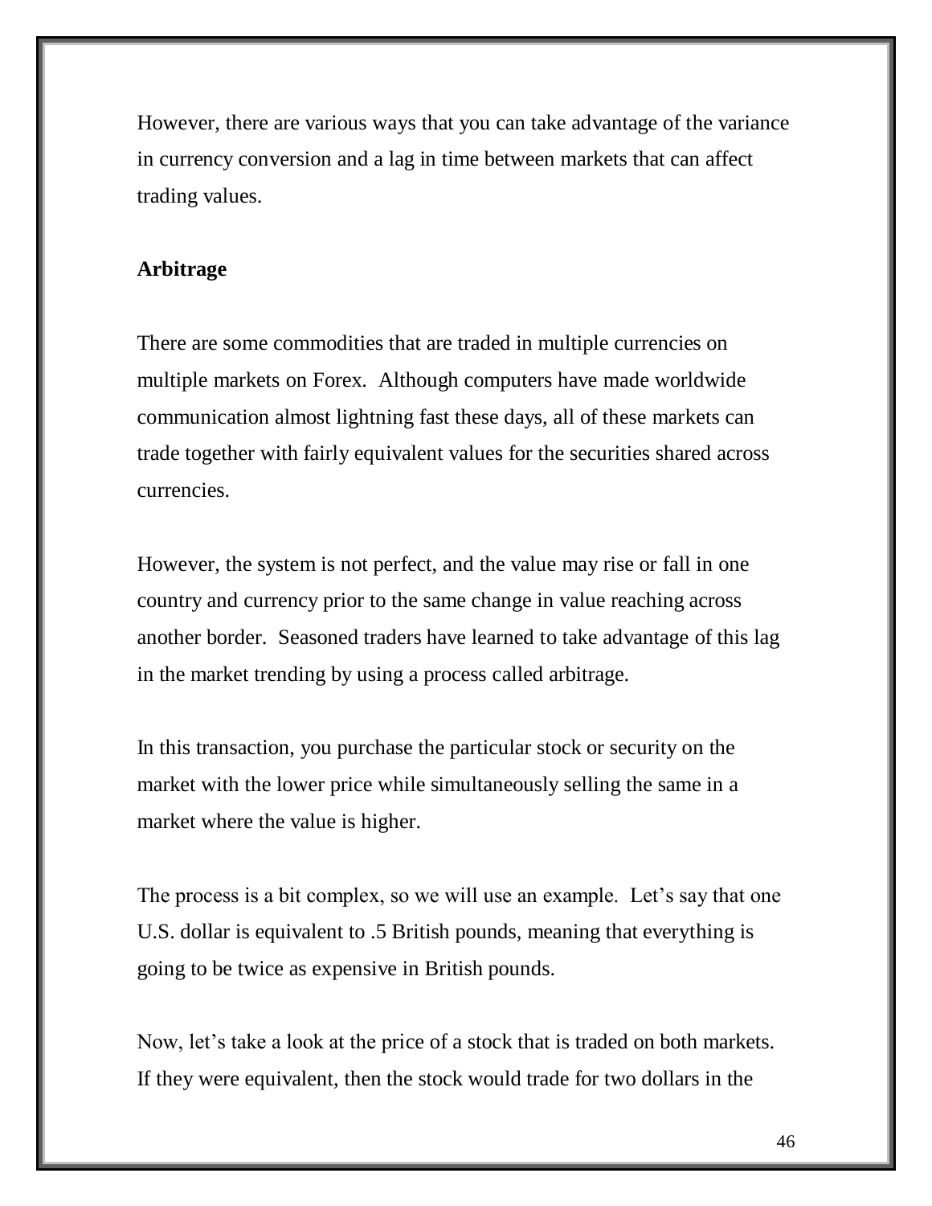However, there are various ways that you can take advantage of the variance in currency conversion and a lag in time between markets that can affect trading values.

**Arbitrage**

There are some commodities that are traded in multiple currencies on multiple markets on Forex. Although computers have made worldwide communication almost lightning fast these days, all of these markets can trade together with fairly equivalent values for the securities shared across currencies.

However, the system is not perfect, and the value may rise or fall in one country and currency prior to the same change in value reaching across another border. Seasoned traders have learned to take advantage of this lag in the market trending by using a process called arbitrage.

In this transaction, you purchase the particular stock or security on the market with the lower price while simultaneously selling the same in a market where the value is higher.

The process is a bit complex, so we will use an example. Let's say that one U.S. dollar is equivalent to .5 British pounds, meaning that everything is going to be twice as expensive in British pounds.

Now, let's take a look at the price of a stock that is traded on both markets. If they were equivalent, then the stock would trade for two dollars in the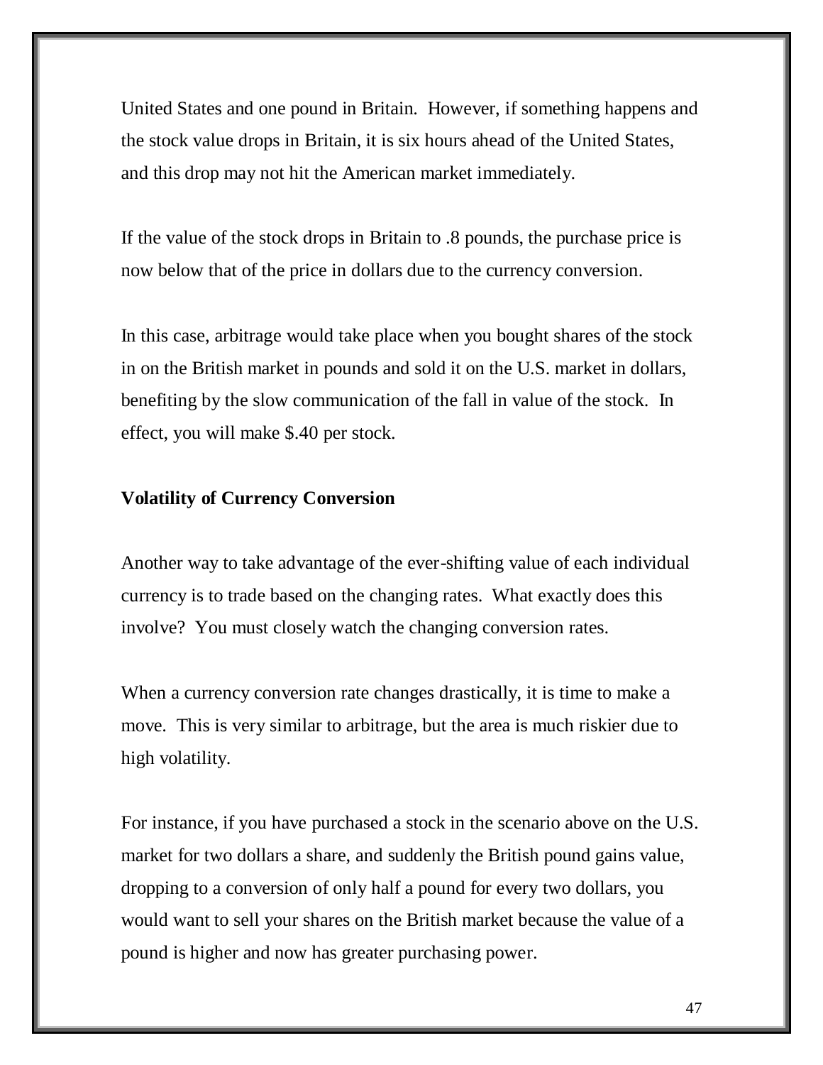United States and one pound in Britain. However, if something happens and the stock value drops in Britain, it is six hours ahead of the United States, and this drop may not hit the American market immediately.

If the value of the stock drops in Britain to .8 pounds, the purchase price is now below that of the price in dollars due to the currency conversion.

In this case, arbitrage would take place when you bought shares of the stock in on the British market in pounds and sold it on the U.S. market in dollars, benefiting by the slow communication of the fall in value of the stock. In effect, you will make $.40 per stock.

**Volatility of Currency Conversion**

Another way to take advantage of the ever-shifting value of each individual currency is to trade based on the changing rates. What exactly does this involve? You must closely watch the changing conversion rates.

When a currency conversion rate changes drastically, it is time to make a move. This is very similar to arbitrage, but the area is much riskier due to high volatility.

For instance, if you have purchased a stock in the scenario above on the U.S. market for two dollars a share, and suddenly the British pound gains value, dropping to a conversion of only half a pound for every two dollars, you would want to sell your shares on the British market because the value of a pound is higher and now has greater purchasing power.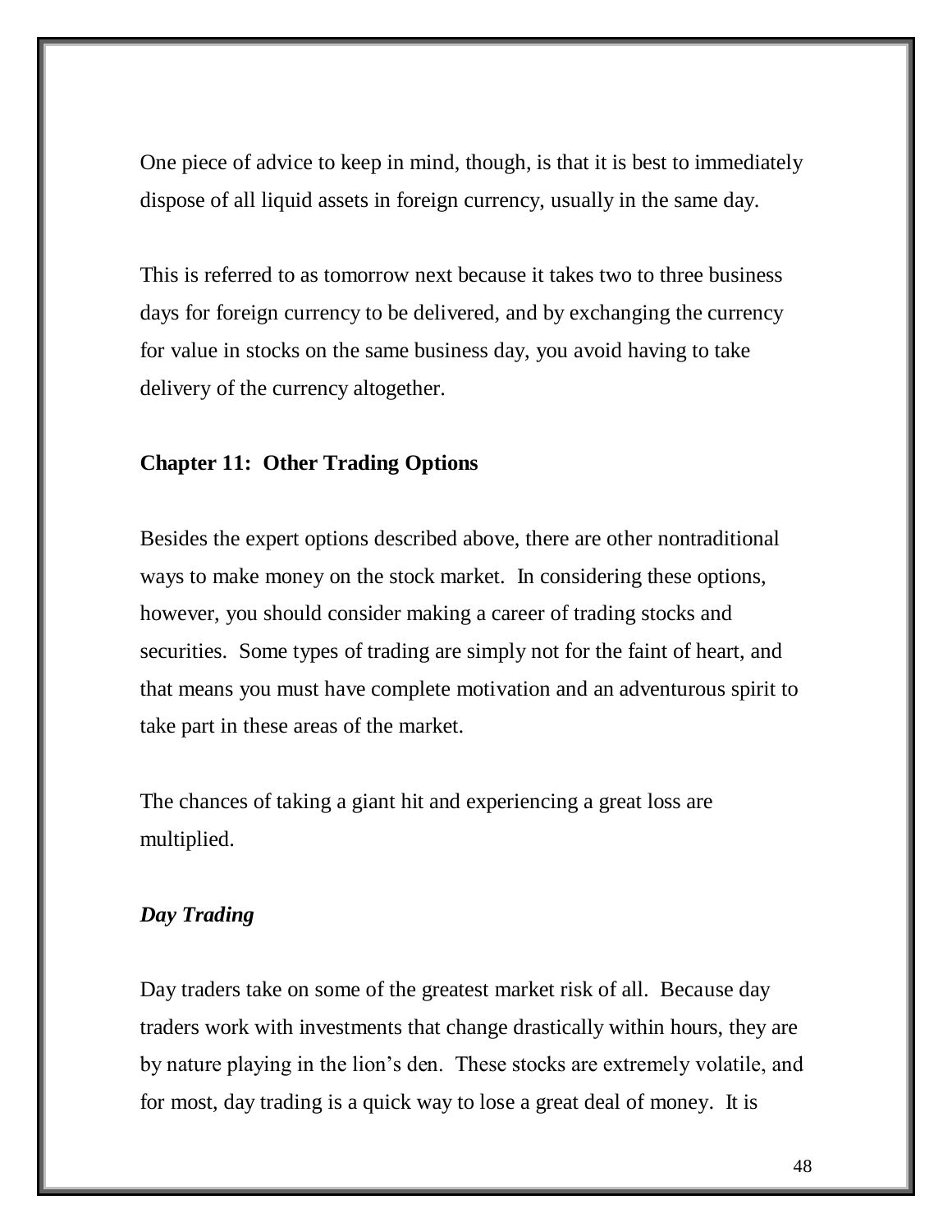One piece of advice to keep in mind, though, is that it is best to immediately dispose of all liquid assets in foreign currency, usually in the same day.

This is referred to as tomorrow next because it takes two to three business days for foreign currency to be delivered, and by exchanging the currency for value in stocks on the same business day, you avoid having to take delivery of the currency altogether.

## Chapter 11: Other Trading Options

Besides the expert options described above, there are other nontraditional ways to make money on the stock market. In considering these options, however, you should consider making a career of trading stocks and securities. Some types of trading are simply not for the faint of heart, and that means you must have complete motivation and an adventurous spirit to take part in these areas of the market.

The chances of taking a giant hit and experiencing a great loss are multiplied.

### *Day Trading*

Day traders take on some of the greatest market risk of all. Because day traders work with investments that change drastically within hours, they are by nature playing in the lion's den. These stocks are extremely volatile, and for most, day trading is a quick way to lose a great deal of money. It is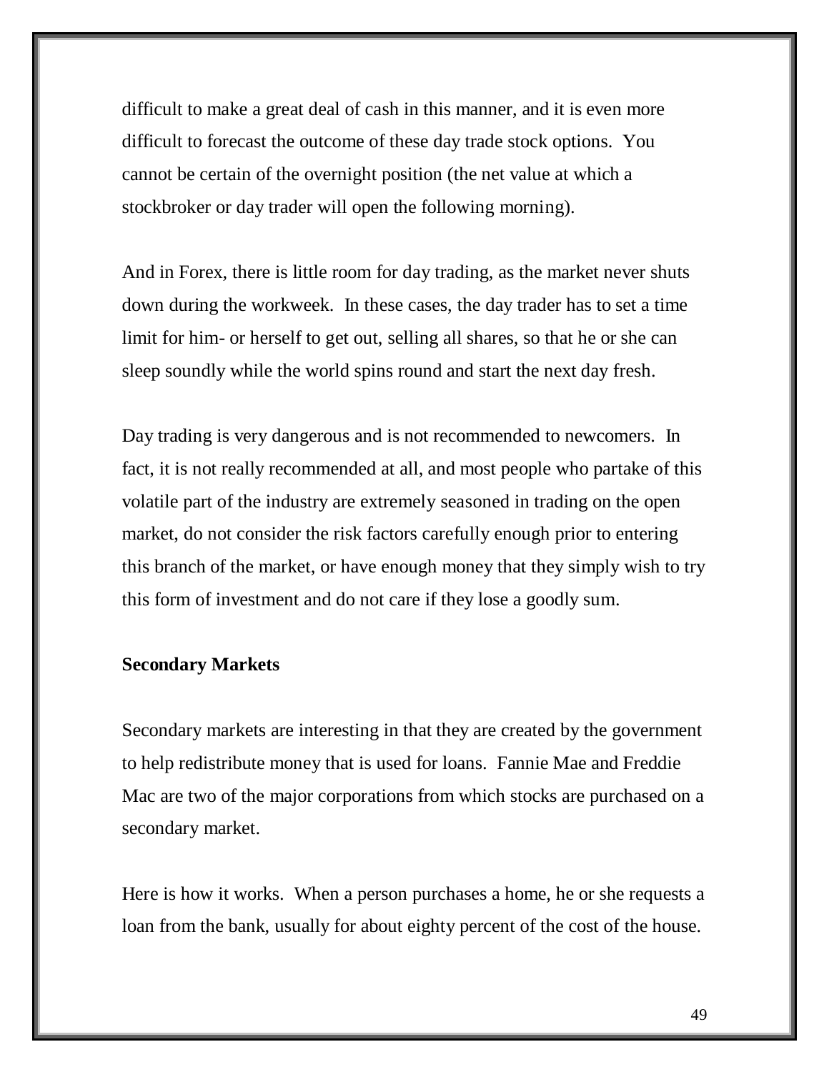difficult to make a great deal of cash in this manner, and it is even more difficult to forecast the outcome of these day trade stock options. You cannot be certain of the overnight position (the net value at which a stockbroker or day trader will open the following morning).

And in Forex, there is little room for day trading, as the market never shuts down during the workweek. In these cases, the day trader has to set a time limit for him- or herself to get out, selling all shares, so that he or she can sleep soundly while the world spins round and start the next day fresh.

Day trading is very dangerous and is not recommended to newcomers. In fact, it is not really recommended at all, and most people who partake of this volatile part of the industry are extremely seasoned in trading on the open market, do not consider the risk factors carefully enough prior to entering this branch of the market, or have enough money that they simply wish to try this form of investment and do not care if they lose a goodly sum.

**Secondary Markets**

Secondary markets are interesting in that they are created by the government to help redistribute money that is used for loans. Fannie Mae and Freddie Mac are two of the major corporations from which stocks are purchased on a secondary market.

Here is how it works. When a person purchases a home, he or she requests a loan from the bank, usually for about eighty percent of the cost of the house.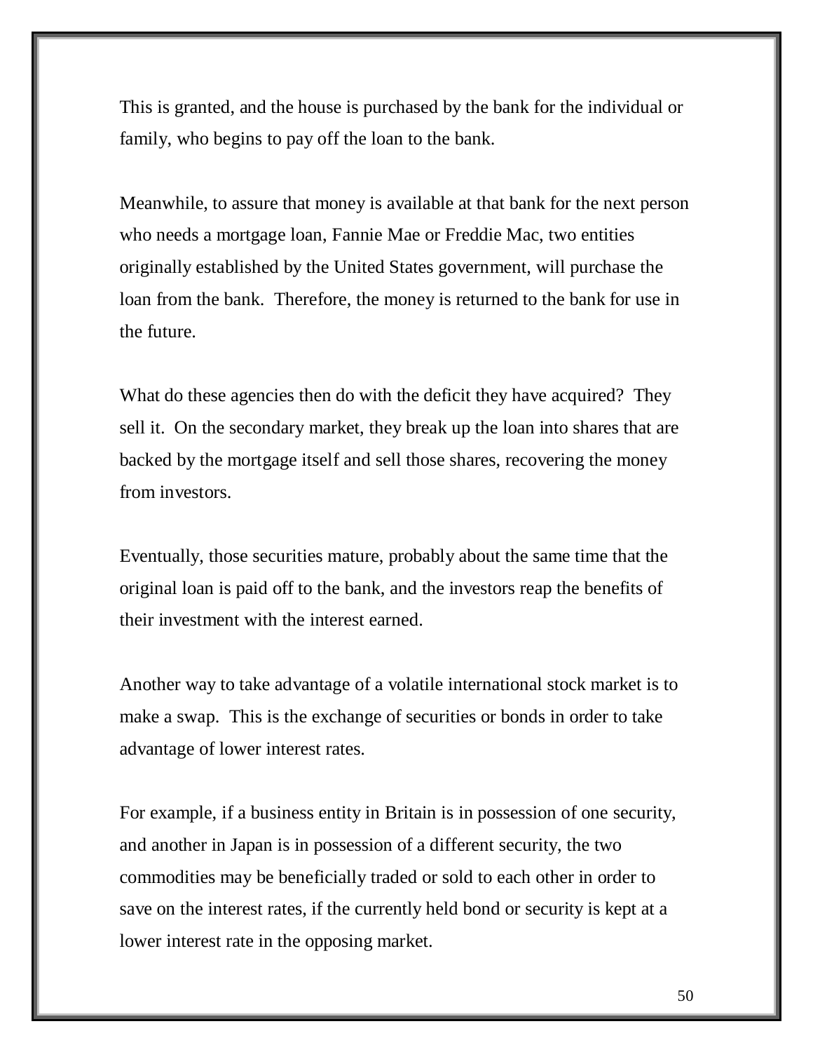This is granted, and the house is purchased by the bank for the individual or family, who begins to pay off the loan to the bank.

Meanwhile, to assure that money is available at that bank for the next person who needs a mortgage loan, Fannie Mae or Freddie Mac, two entities originally established by the United States government, will purchase the loan from the bank. Therefore, the money is returned to the bank for use in the future.

What do these agencies then do with the deficit they have acquired? They sell it. On the secondary market, they break up the loan into shares that are backed by the mortgage itself and sell those shares, recovering the money from investors.

Eventually, those securities mature, probably about the same time that the original loan is paid off to the bank, and the investors reap the benefits of their investment with the interest earned.

Another way to take advantage of a volatile international stock market is to make a swap. This is the exchange of securities or bonds in order to take advantage of lower interest rates.

For example, if a business entity in Britain is in possession of one security, and another in Japan is in possession of a different security, the two commodities may be beneficially traded or sold to each other in order to save on the interest rates, if the currently held bond or security is kept at a lower interest rate in the opposing market.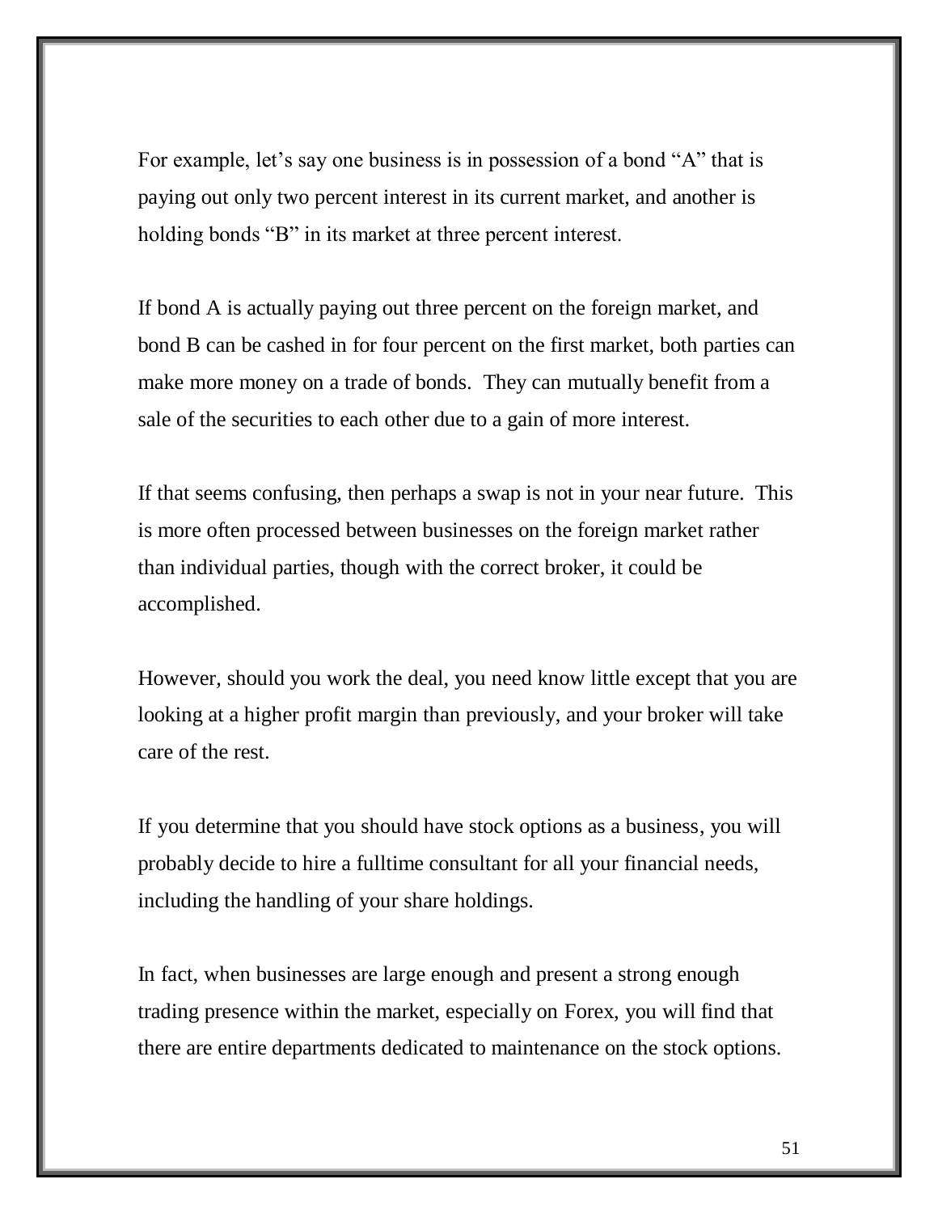For example, let’s say one business is in possession of a bond “A” that is paying out only two percent interest in its current market, and another is holding bonds “B” in its market at three percent interest.

If bond A is actually paying out three percent on the foreign market, and bond B can be cashed in for four percent on the first market, both parties can make more money on a trade of bonds. They can mutually benefit from a sale of the securities to each other due to a gain of more interest.

If that seems confusing, then perhaps a swap is not in your near future. This is more often processed between businesses on the foreign market rather than individual parties, though with the correct broker, it could be accomplished.

However, should you work the deal, you need know little except that you are looking at a higher profit margin than previously, and your broker will take care of the rest.

If you determine that you should have stock options as a business, you will probably decide to hire a fulltime consultant for all your financial needs, including the handling of your share holdings.

In fact, when businesses are large enough and present a strong enough trading presence within the market, especially on Forex, you will find that there are entire departments dedicated to maintenance on the stock options.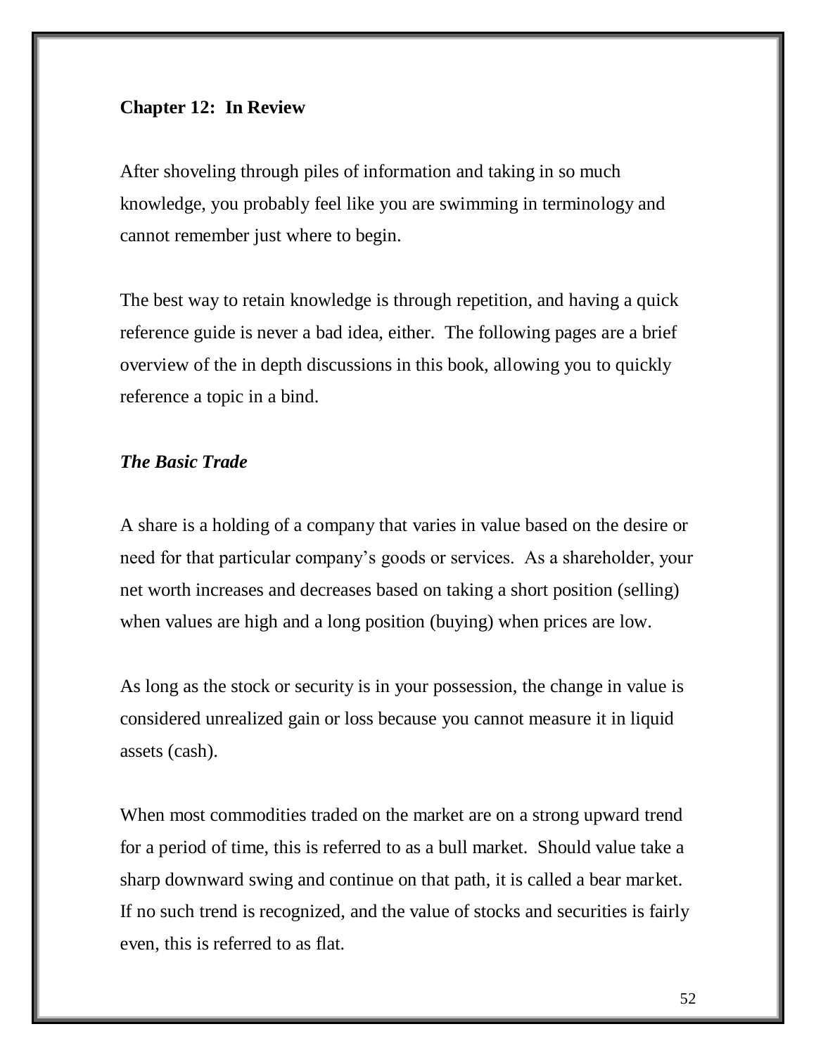## Chapter 12: In Review

After shoveling through piles of information and taking in so much knowledge, you probably feel like you are swimming in terminology and cannot remember just where to begin.

The best way to retain knowledge is through repetition, and having a quick reference guide is never a bad idea, either. The following pages are a brief overview of the in depth discussions in this book, allowing you to quickly reference a topic in a bind.

### *The Basic Trade*

A share is a holding of a company that varies in value based on the desire or need for that particular company's goods or services. As a shareholder, your net worth increases and decreases based on taking a short position (selling) when values are high and a long position (buying) when prices are low.

As long as the stock or security is in your possession, the change in value is considered unrealized gain or loss because you cannot measure it in liquid assets (cash).

When most commodities traded on the market are on a strong upward trend for a period of time, this is referred to as a bull market. Should value take a sharp downward swing and continue on that path, it is called a bear market. If no such trend is recognized, and the value of stocks and securities is fairly even, this is referred to as flat.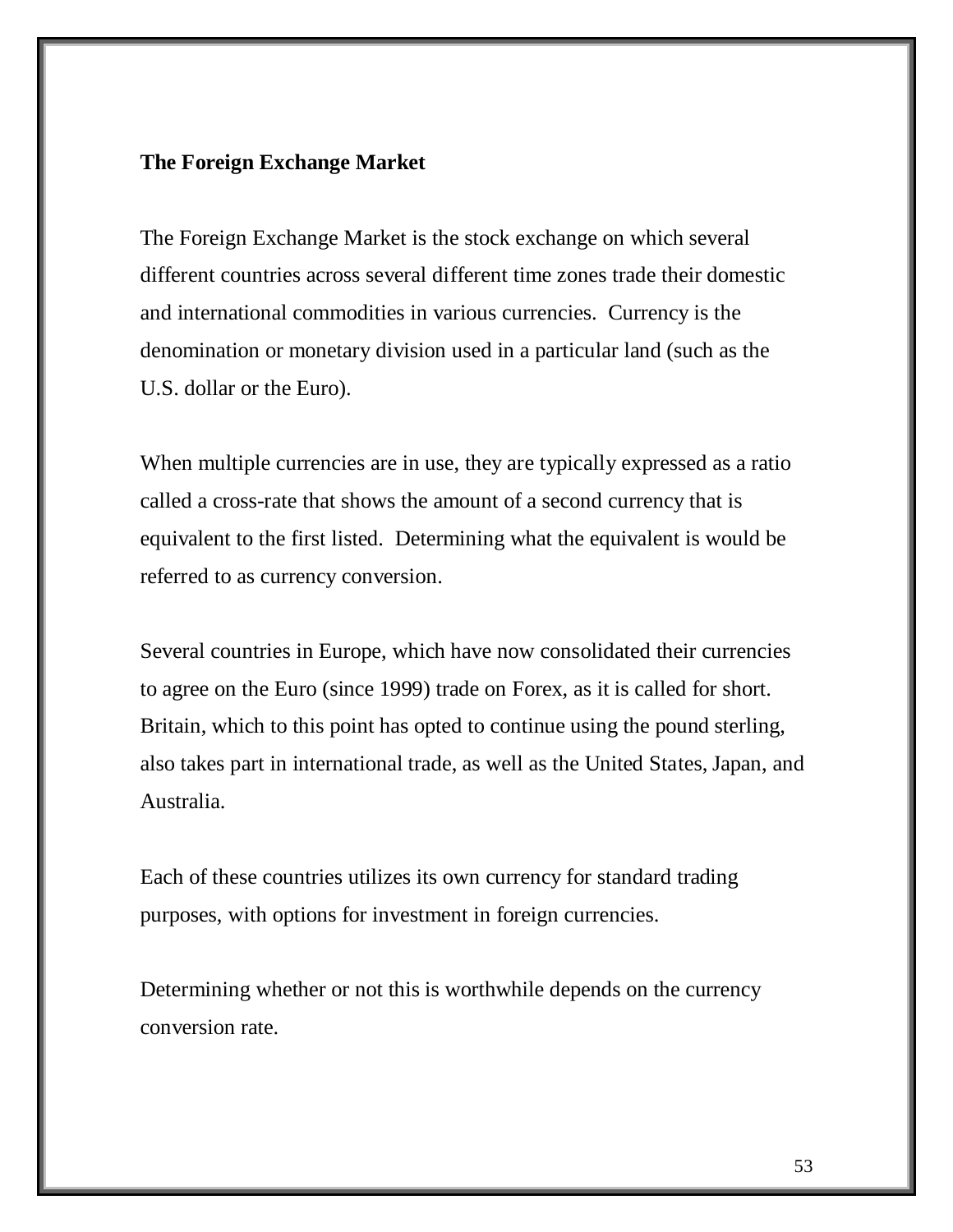## The Foreign Exchange Market

The Foreign Exchange Market is the stock exchange on which several different countries across several different time zones trade their domestic and international commodities in various currencies. Currency is the denomination or monetary division used in a particular land (such as the U.S. dollar or the Euro).

When multiple currencies are in use, they are typically expressed as a ratio called a cross-rate that shows the amount of a second currency that is equivalent to the first listed. Determining what the equivalent is would be referred to as currency conversion.

Several countries in Europe, which have now consolidated their currencies to agree on the Euro (since 1999) trade on Forex, as it is called for short. Britain, which to this point has opted to continue using the pound sterling, also takes part in international trade, as well as the United States, Japan, and Australia.

Each of these countries utilizes its own currency for standard trading purposes, with options for investment in foreign currencies.

Determining whether or not this is worthwhile depends on the currency conversion rate.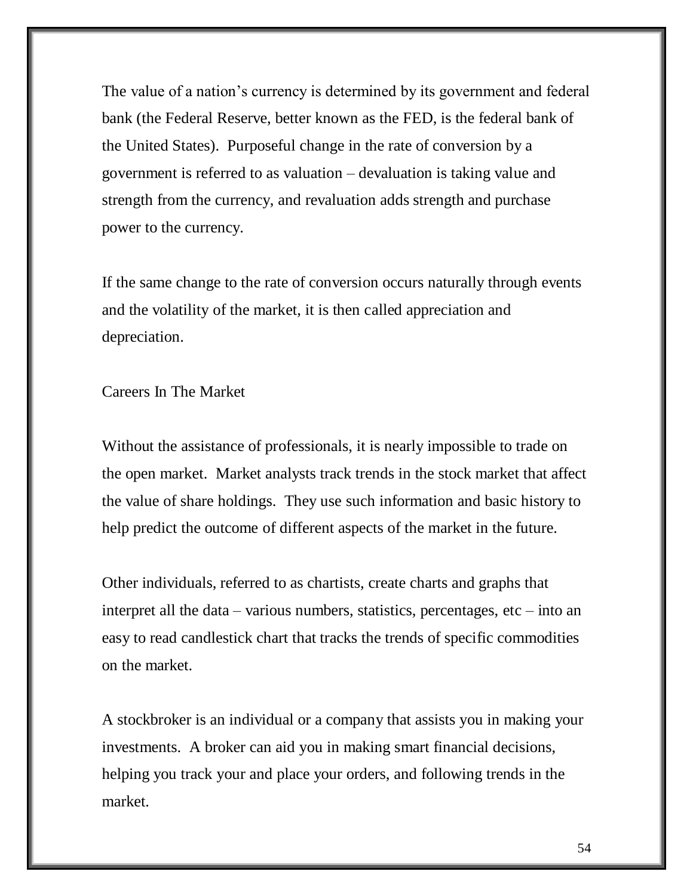The value of a nation’s currency is determined by its government and federal bank (the Federal Reserve, better known as the FED, is the federal bank of the United States). Purposeful change in the rate of conversion by a government is referred to as valuation – devaluation is taking value and strength from the currency, and revaluation adds strength and purchase power to the currency.

If the same change to the rate of conversion occurs naturally through events and the volatility of the market, it is then called appreciation and depreciation.

## Careers In The Market

Without the assistance of professionals, it is nearly impossible to trade on the open market. Market analysts track trends in the stock market that affect the value of share holdings. They use such information and basic history to help predict the outcome of different aspects of the market in the future.

Other individuals, referred to as chartists, create charts and graphs that interpret all the data – various numbers, statistics, percentages, etc – into an easy to read candlestick chart that tracks the trends of specific commodities on the market.

A stockbroker is an individual or a company that assists you in making your investments. A broker can aid you in making smart financial decisions, helping you track your and place your orders, and following trends in the market.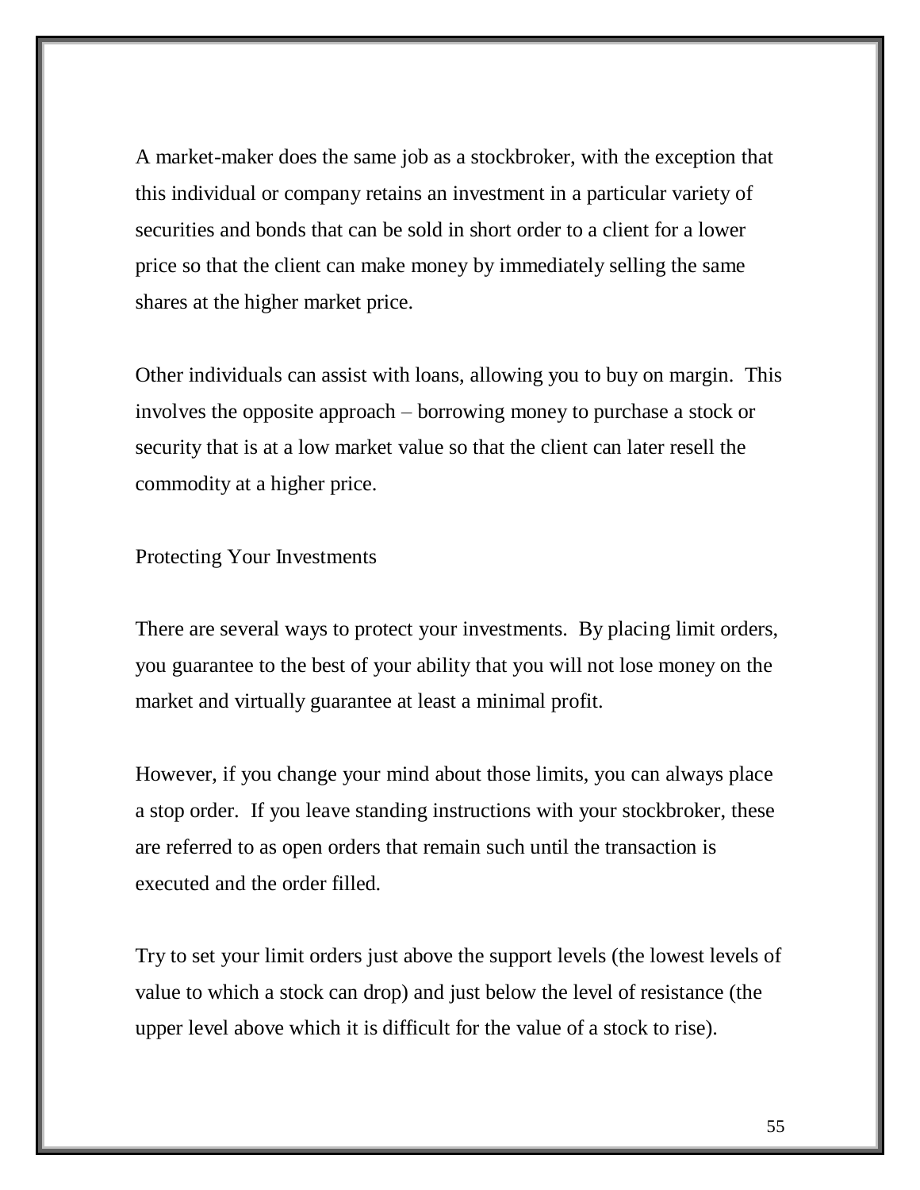A market-maker does the same job as a stockbroker, with the exception that this individual or company retains an investment in a particular variety of securities and bonds that can be sold in short order to a client for a lower price so that the client can make money by immediately selling the same shares at the higher market price.

Other individuals can assist with loans, allowing you to buy on margin. This involves the opposite approach – borrowing money to purchase a stock or security that is at a low market value so that the client can later resell the commodity at a higher price.

## Protecting Your Investments

There are several ways to protect your investments. By placing limit orders, you guarantee to the best of your ability that you will not lose money on the market and virtually guarantee at least a minimal profit.

However, if you change your mind about those limits, you can always place a stop order. If you leave standing instructions with your stockbroker, these are referred to as open orders that remain such until the transaction is executed and the order filled.

Try to set your limit orders just above the support levels (the lowest levels of value to which a stock can drop) and just below the level of resistance (the upper level above which it is difficult for the value of a stock to rise).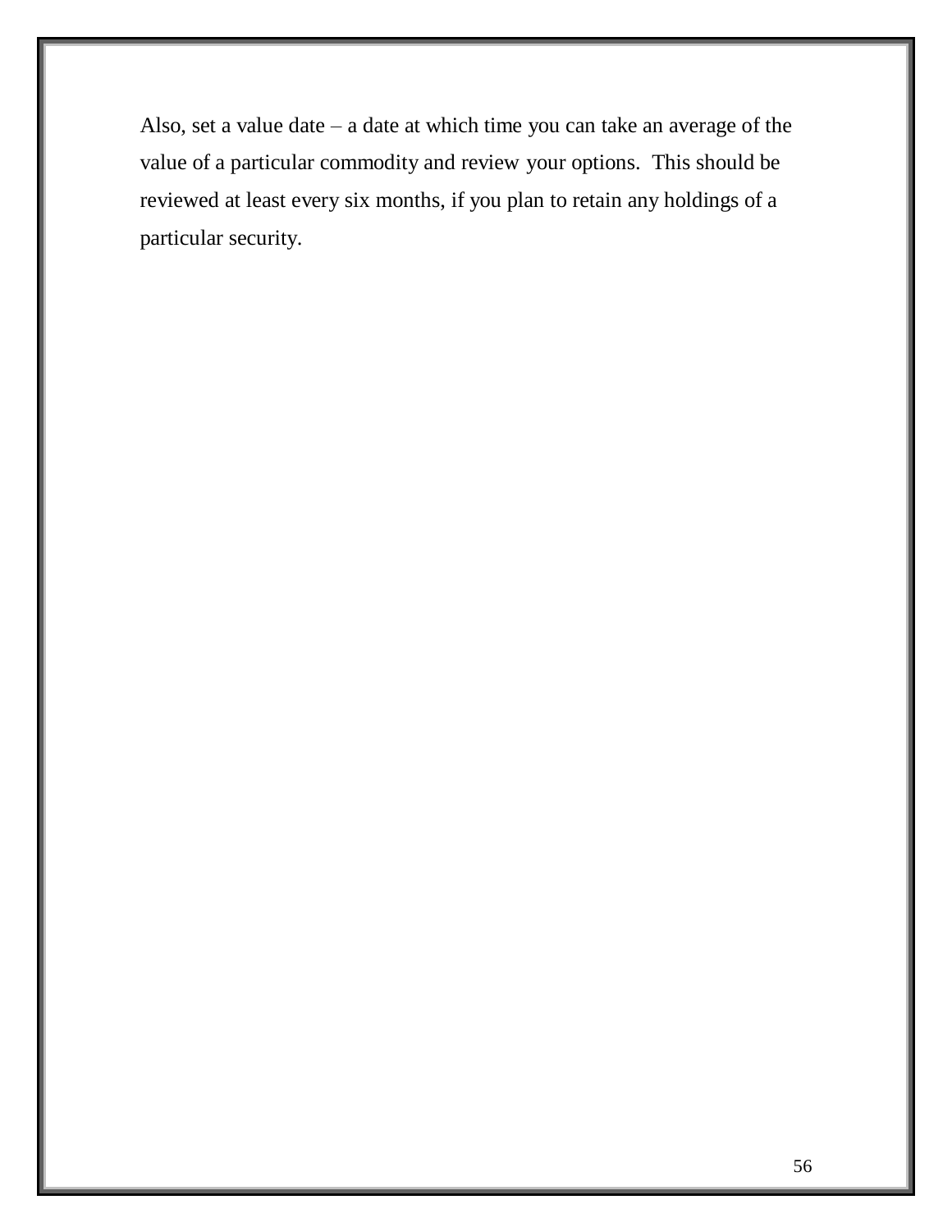Also, set a value date – a date at which time you can take an average of the value of a particular commodity and review your options.  This should be reviewed at least every six months, if you plan to retain any holdings of a particular security.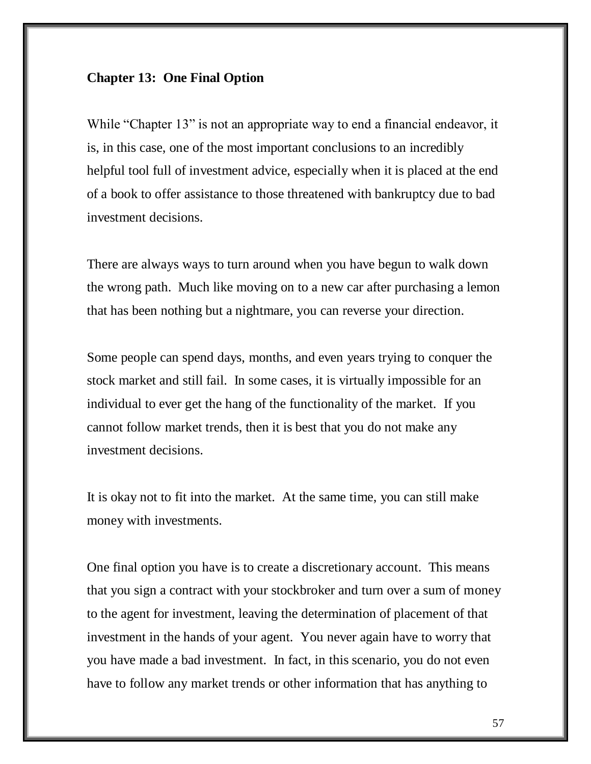## Chapter 13: One Final Option

While "Chapter 13" is not an appropriate way to end a financial endeavor, it is, in this case, one of the most important conclusions to an incredibly helpful tool full of investment advice, especially when it is placed at the end of a book to offer assistance to those threatened with bankruptcy due to bad investment decisions.

There are always ways to turn around when you have begun to walk down the wrong path. Much like moving on to a new car after purchasing a lemon that has been nothing but a nightmare, you can reverse your direction.

Some people can spend days, months, and even years trying to conquer the stock market and still fail. In some cases, it is virtually impossible for an individual to ever get the hang of the functionality of the market. If you cannot follow market trends, then it is best that you do not make any investment decisions.

It is okay not to fit into the market. At the same time, you can still make money with investments.

One final option you have is to create a discretionary account. This means that you sign a contract with your stockbroker and turn over a sum of money to the agent for investment, leaving the determination of placement of that investment in the hands of your agent. You never again have to worry that you have made a bad investment. In fact, in this scenario, you do not even have to follow any market trends or other information that has anything to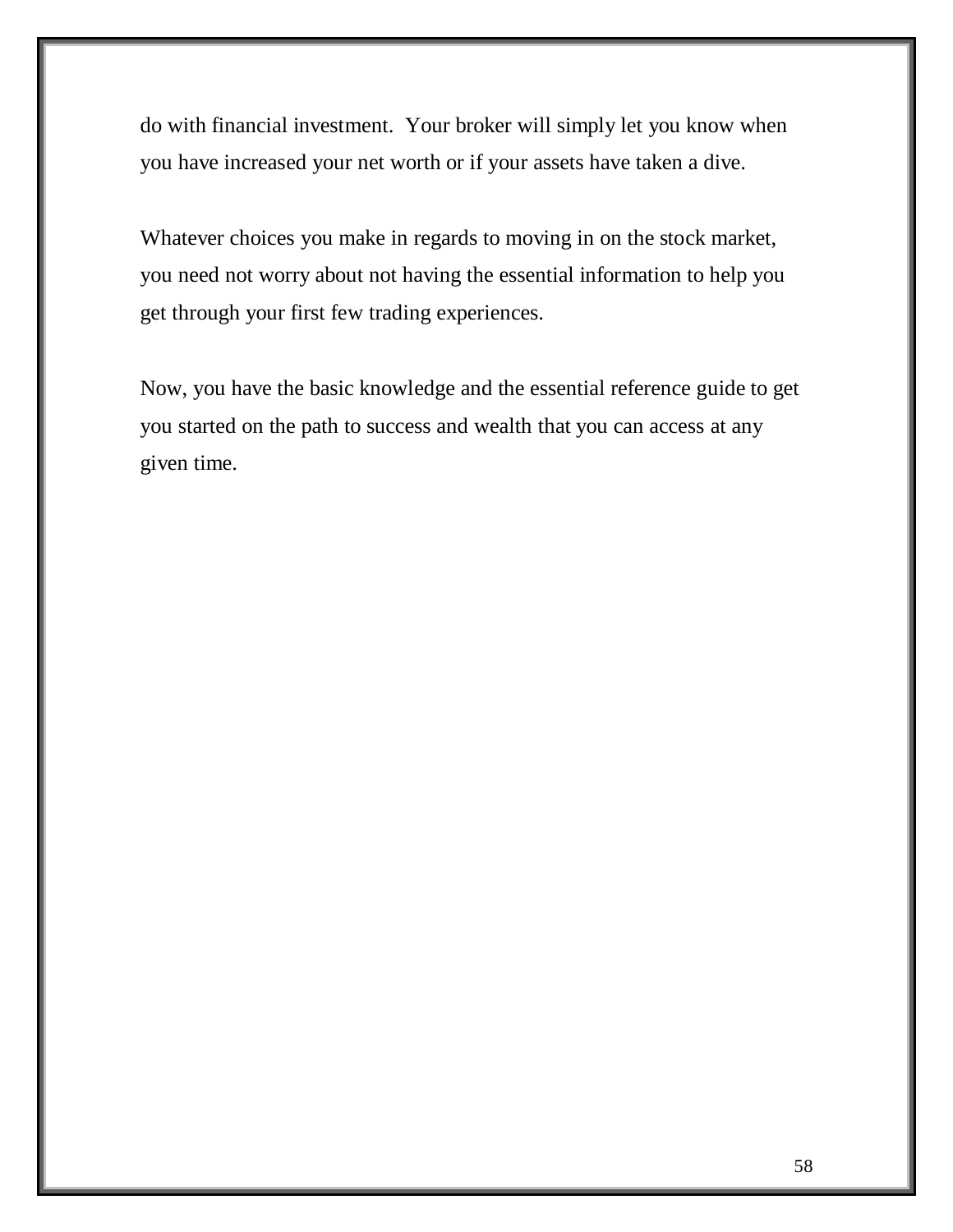do with financial investment. Your broker will simply let you know when you have increased your net worth or if your assets have taken a dive.

Whatever choices you make in regards to moving in on the stock market, you need not worry about not having the essential information to help you get through your first few trading experiences.

Now, you have the basic knowledge and the essential reference guide to get you started on the path to success and wealth that you can access at any given time.